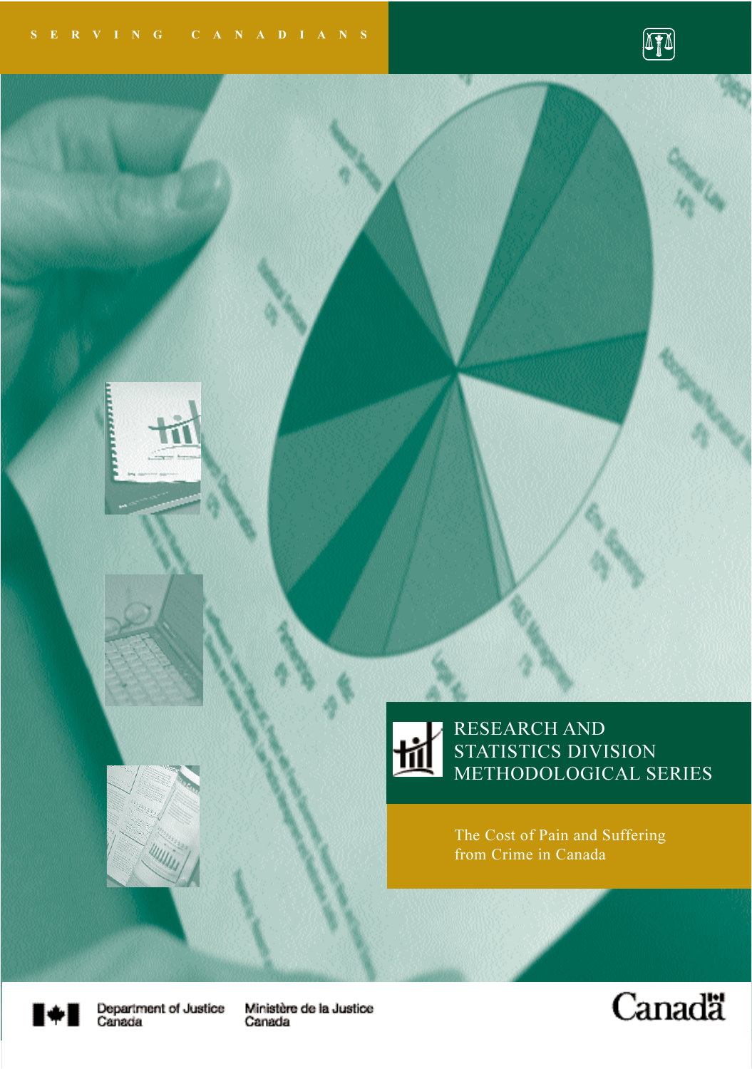SERVING CANADIANS

# RESEARCH AND STATISTICS DIVISION METHODOLOGICAL SERIES

## The Cost of Pain and Suffering from Crime in Canada

Department of Justice Canada

Ministère de la Justice Canada

Canada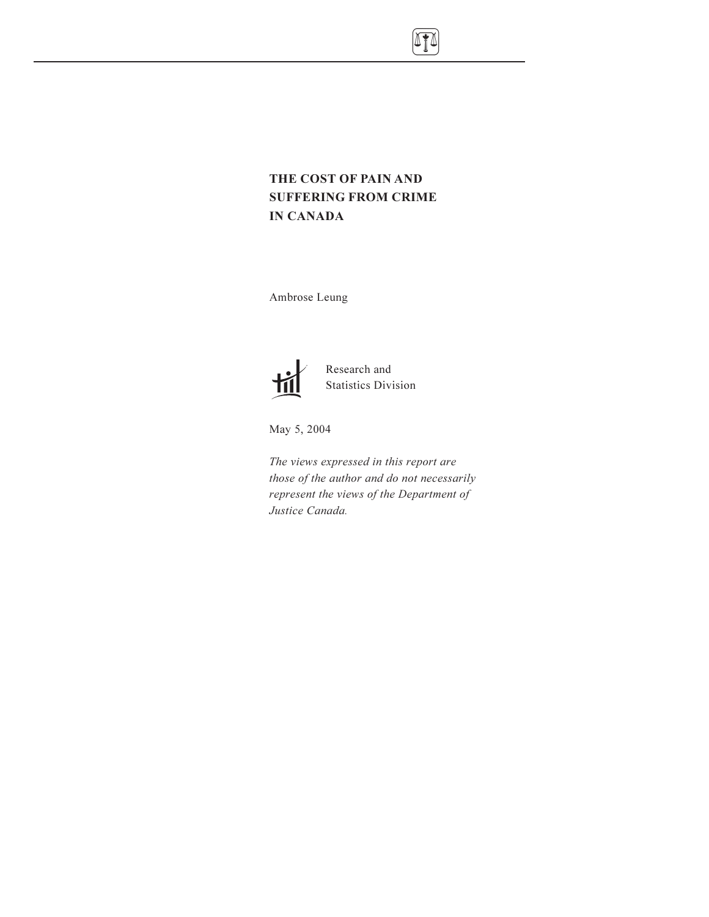# THE COST OF PAIN AND SUFFERING FROM CRIME IN CANADA

Ambrose Leung

Research and
Statistics Division

May 5, 2004

*The views expressed in this report are those of the author and do not necessarily represent the views of the Department of Justice Canada.*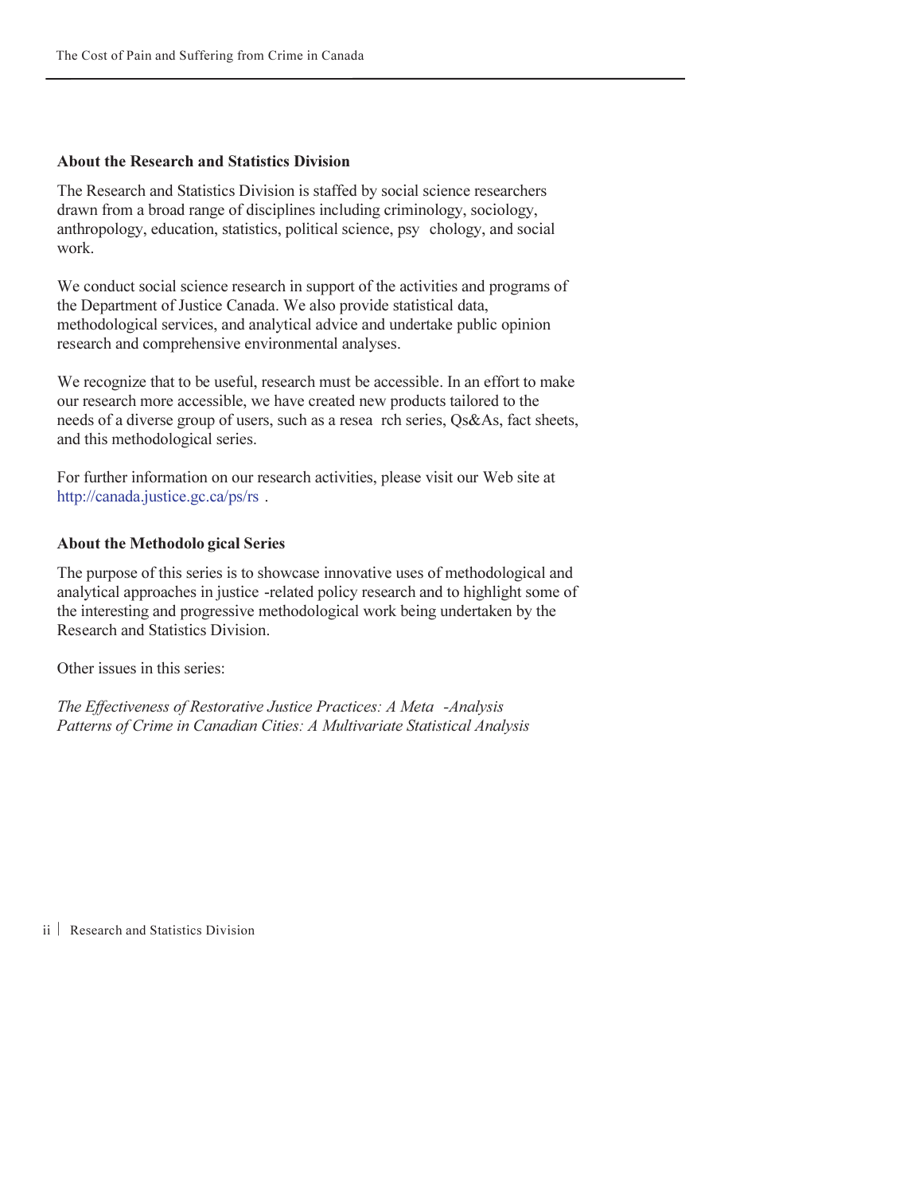### About the Research and Statistics Division

The Research and Statistics Division is staffed by social science researchers drawn from a broad range of disciplines including criminology, sociology, anthropology, education, statistics, political science, psychology, and social work.

We conduct social science research in support of the activities and programs of the Department of Justice Canada. We also provide statistical data, methodological services, and analytical advice and undertake public opinion research and comprehensive environmental analyses.

We recognize that to be useful, research must be accessible. In an effort to make our research more accessible, we have created new products tailored to the needs of a diverse group of users, such as a research series, Qs&As, fact sheets, and this methodological series.

For further information on our research activities, please visit our Web site at http://canada.justice.gc.ca/ps/rs.

### About the Methodological Series

The purpose of this series is to showcase innovative uses of methodological and analytical approaches in justice-related policy research and to highlight some of the interesting and progressive methodological work being undertaken by the Research and Statistics Division.

Other issues in this series:

*The Effectiveness of Restorative Justice Practices: A Meta-Analysis*
*Patterns of Crime in Canadian Cities: A Multivariate Statistical Analysis*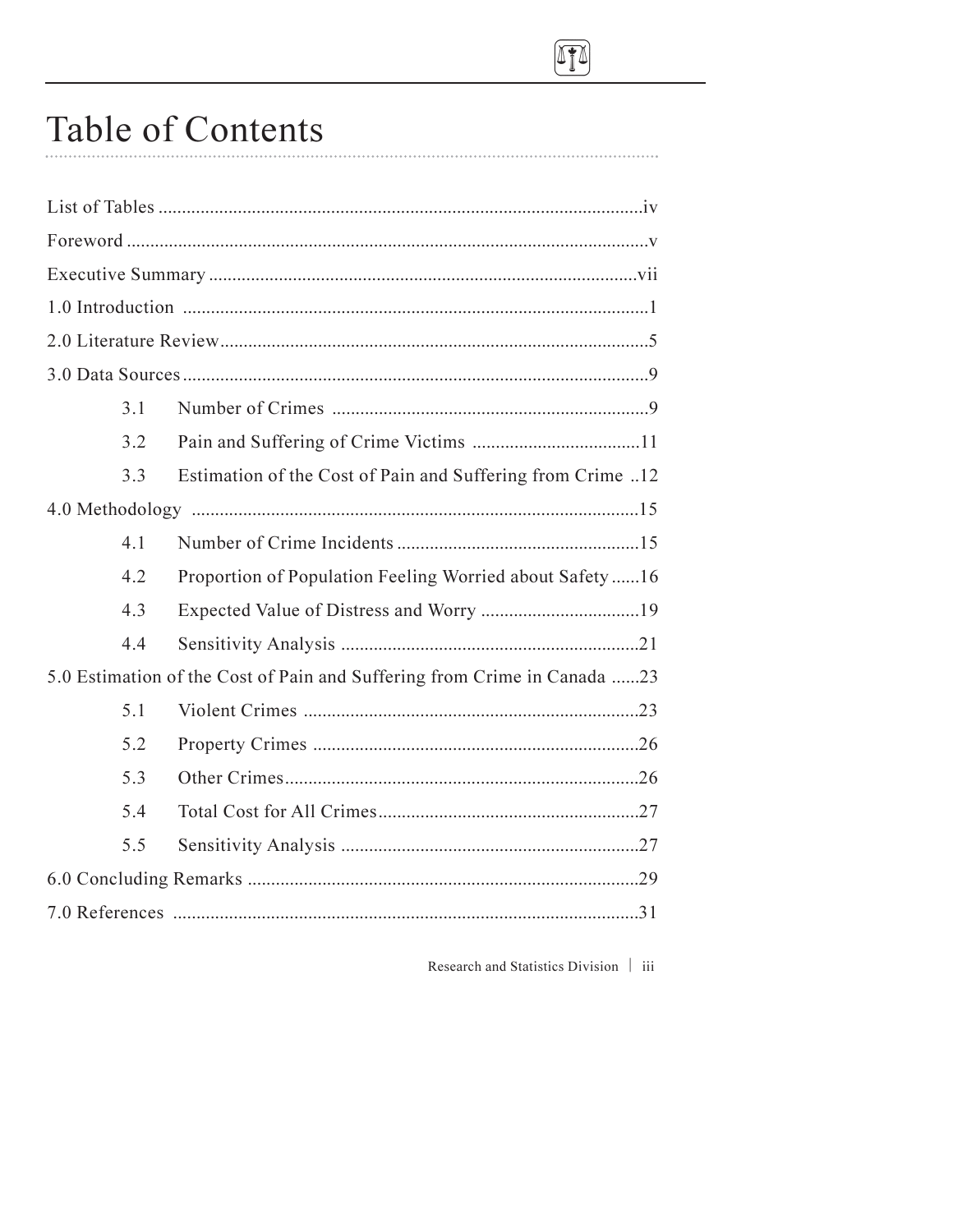# Table of Contents

List of Tables .......................................................................................................iv

Foreword ...............................................................................................................v

Executive Summary ............................................................................................vii

1.0 Introduction ....................................................................................................1

2.0 Literature Review............................................................................................5

3.0 Data Sources....................................................................................................9

- 3.1 Number of Crimes ....................................................................9
- 3.2 Pain and Suffering of Crime Victims ....................................11
- 3.3 Estimation of the Cost of Pain and Suffering from Crime ..12

4.0 Methodology ................................................................................................15

- 4.1 Number of Crime Incidents ....................................................15
- 4.2 Proportion of Population Feeling Worried about Safety ......16
- 4.3 Expected Value of Distress and Worry ..................................19
- 4.4 Sensitivity Analysis ................................................................21

5.0 Estimation of the Cost of Pain and Suffering from Crime in Canada ......23

- 5.1 Violent Crimes ........................................................................23
- 5.2 Property Crimes ......................................................................26
- 5.3 Other Crimes............................................................................26
- 5.4 Total Cost for All Crimes........................................................27
- 5.5 Sensitivity Analysis ................................................................27

6.0 Concluding Remarks ....................................................................................29

7.0 References ....................................................................................................31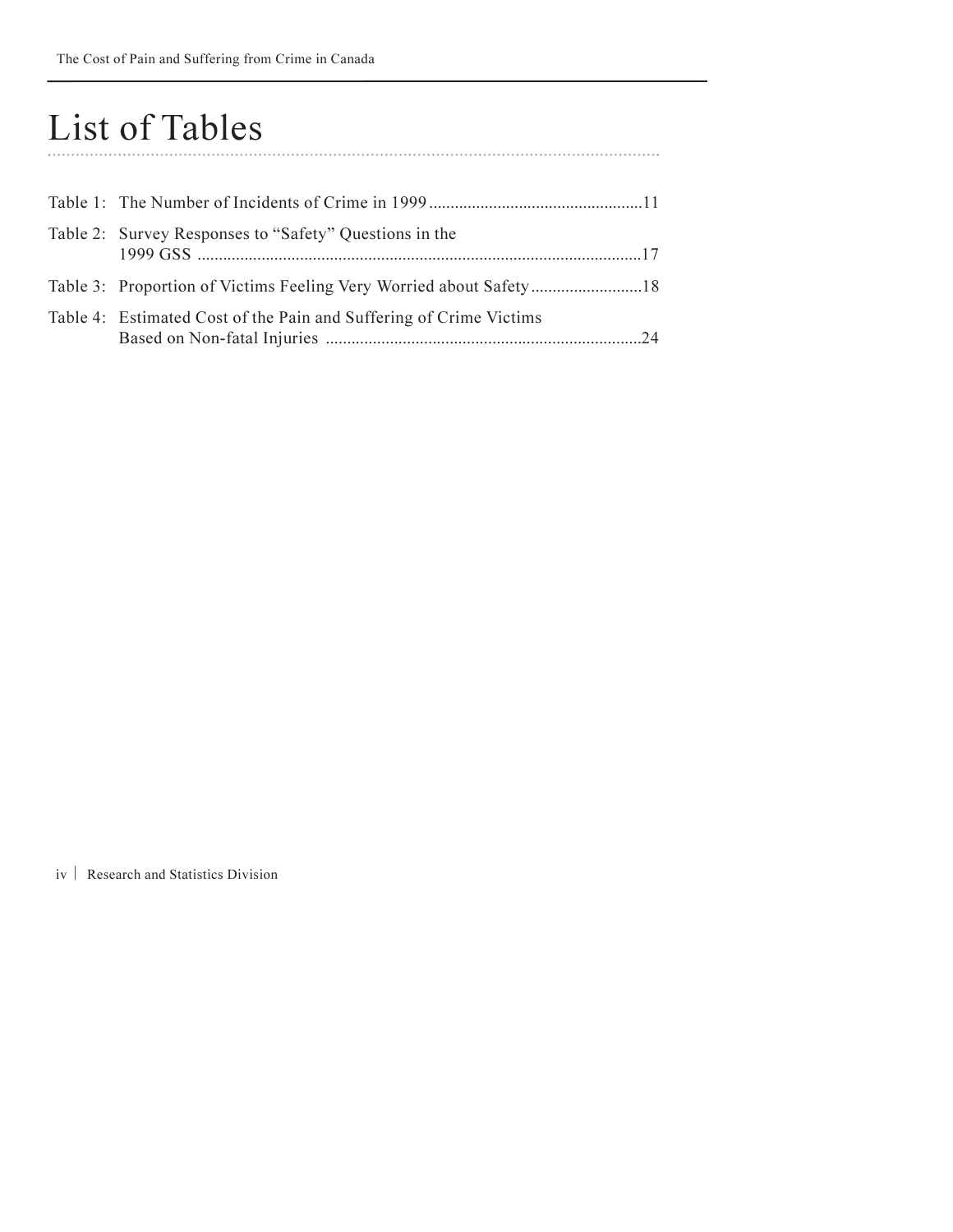# List of Tables

Table 1: The Number of Incidents of Crime in 1999 ....................................................11

Table 2: Survey Responses to “Safety” Questions in the 1999 GSS ...........................................................................................................17

Table 3: Proportion of Victims Feeling Very Worried about Safety ..........................18

Table 4: Estimated Cost of the Pain and Suffering of Crime Victims Based on Non-fatal Injuries ..........................................................................24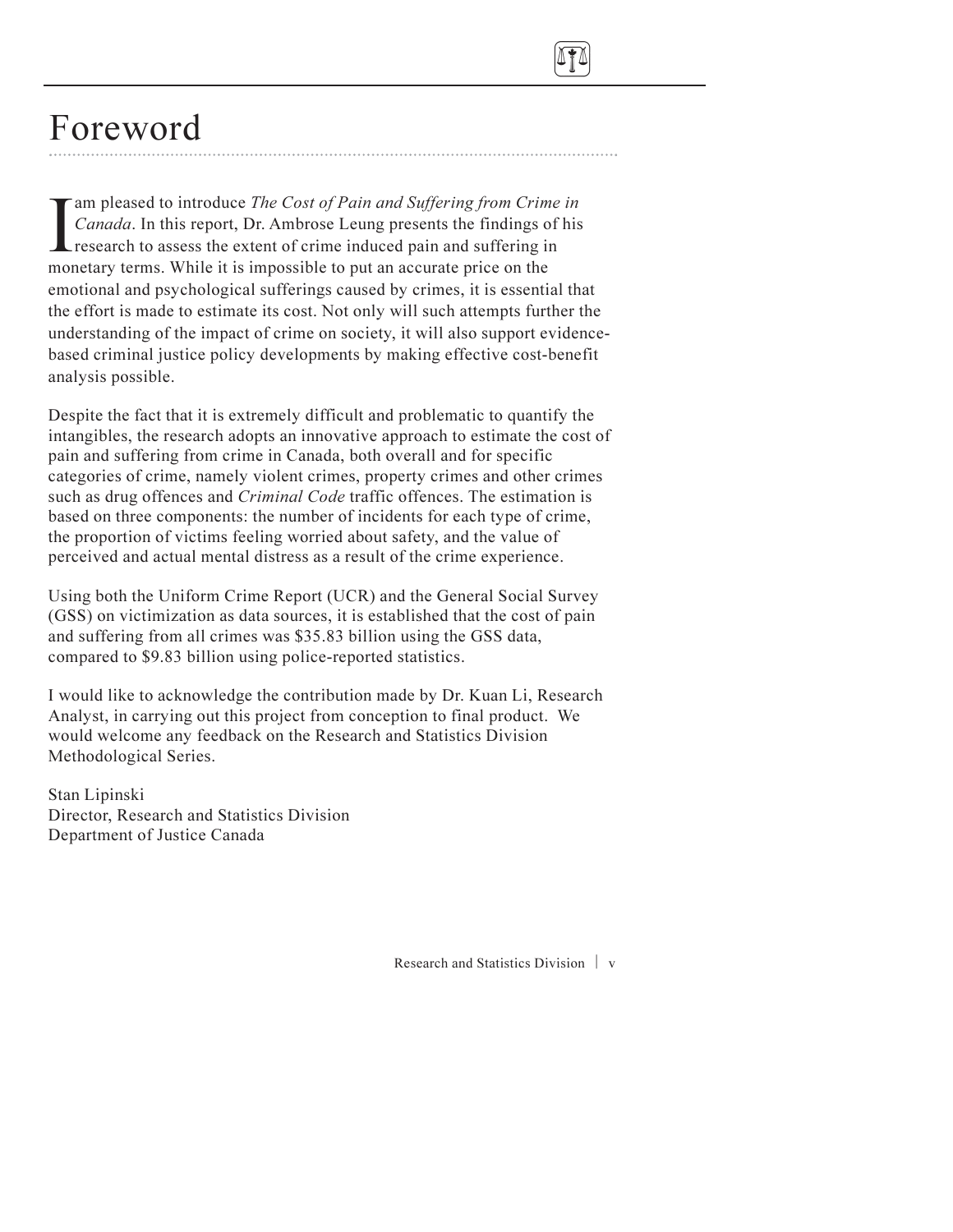# Foreword

I am pleased to introduce *The Cost of Pain and Suffering from Crime in Canada*. In this report, Dr. Ambrose Leung presents the findings of his research to assess the extent of crime induced pain and suffering in monetary terms. While it is impossible to put an accurate price on the emotional and psychological sufferings caused by crimes, it is essential that the effort is made to estimate its cost. Not only will such attempts further the understanding of the impact of crime on society, it will also support evidence-based criminal justice policy developments by making effective cost-benefit analysis possible.

Despite the fact that it is extremely difficult and problematic to quantify the intangibles, the research adopts an innovative approach to estimate the cost of pain and suffering from crime in Canada, both overall and for specific categories of crime, namely violent crimes, property crimes and other crimes such as drug offences and *Criminal Code* traffic offences. The estimation is based on three components: the number of incidents for each type of crime, the proportion of victims feeling worried about safety, and the value of perceived and actual mental distress as a result of the crime experience.

Using both the Uniform Crime Report (UCR) and the General Social Survey (GSS) on victimization as data sources, it is established that the cost of pain and suffering from all crimes was $35.83 billion using the GSS data, compared to $9.83 billion using police-reported statistics.

I would like to acknowledge the contribution made by Dr. Kuan Li, Research Analyst, in carrying out this project from conception to final product. We would welcome any feedback on the Research and Statistics Division Methodological Series.

Stan Lipinski
Director, Research and Statistics Division
Department of Justice Canada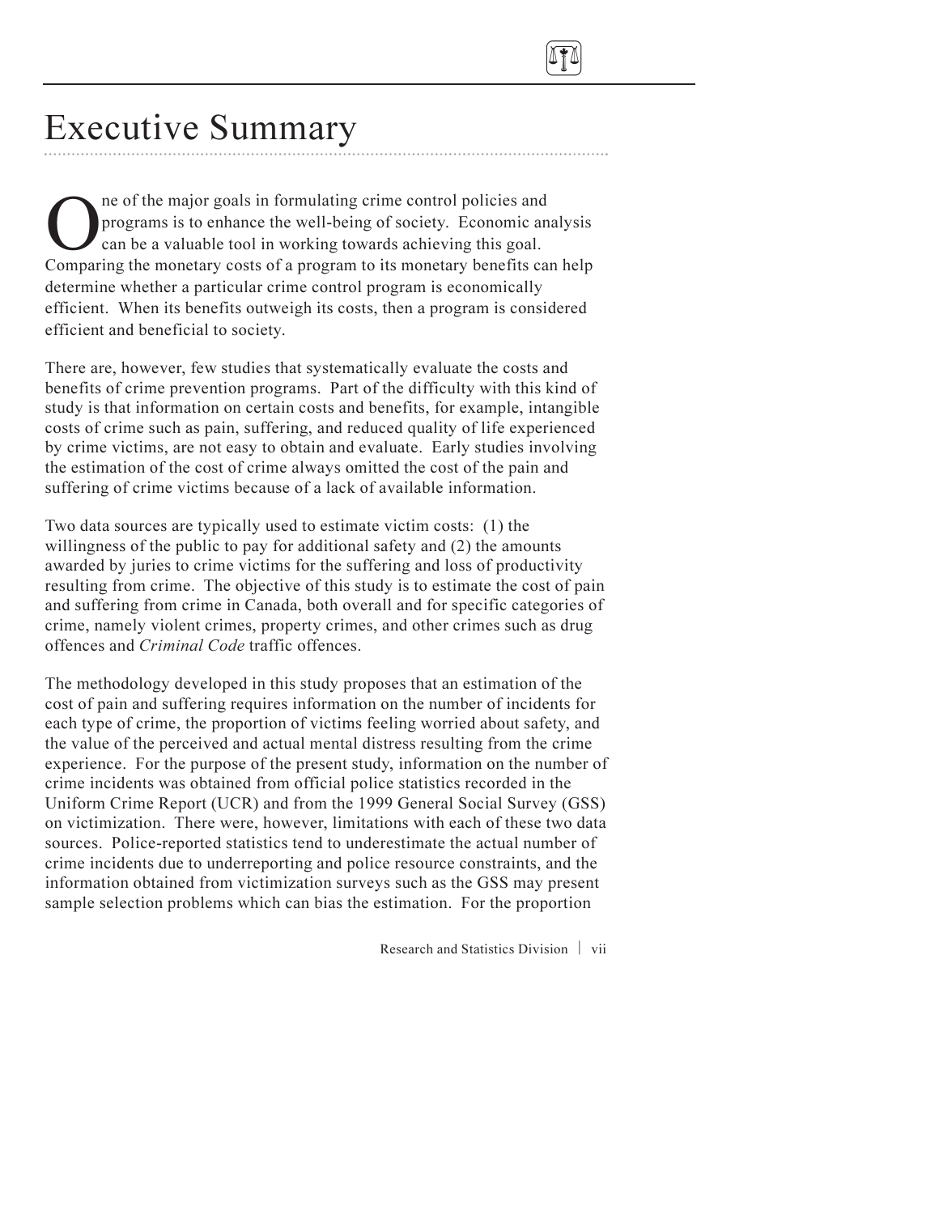# Executive Summary

One of the major goals in formulating crime control policies and programs is to enhance the well-being of society. Economic analysis can be a valuable tool in working towards achieving this goal. Comparing the monetary costs of a program to its monetary benefits can help determine whether a particular crime control program is economically efficient. When its benefits outweigh its costs, then a program is considered efficient and beneficial to society.

There are, however, few studies that systematically evaluate the costs and benefits of crime prevention programs. Part of the difficulty with this kind of study is that information on certain costs and benefits, for example, intangible costs of crime such as pain, suffering, and reduced quality of life experienced by crime victims, are not easy to obtain and evaluate. Early studies involving the estimation of the cost of crime always omitted the cost of the pain and suffering of crime victims because of a lack of available information.

Two data sources are typically used to estimate victim costs: (1) the willingness of the public to pay for additional safety and (2) the amounts awarded by juries to crime victims for the suffering and loss of productivity resulting from crime. The objective of this study is to estimate the cost of pain and suffering from crime in Canada, both overall and for specific categories of crime, namely violent crimes, property crimes, and other crimes such as drug offences and *Criminal Code* traffic offences.

The methodology developed in this study proposes that an estimation of the cost of pain and suffering requires information on the number of incidents for each type of crime, the proportion of victims feeling worried about safety, and the value of the perceived and actual mental distress resulting from the crime experience. For the purpose of the present study, information on the number of crime incidents was obtained from official police statistics recorded in the Uniform Crime Report (UCR) and from the 1999 General Social Survey (GSS) on victimization. There were, however, limitations with each of these two data sources. Police-reported statistics tend to underestimate the actual number of crime incidents due to underreporting and police resource constraints, and the information obtained from victimization surveys such as the GSS may present sample selection problems which can bias the estimation. For the proportion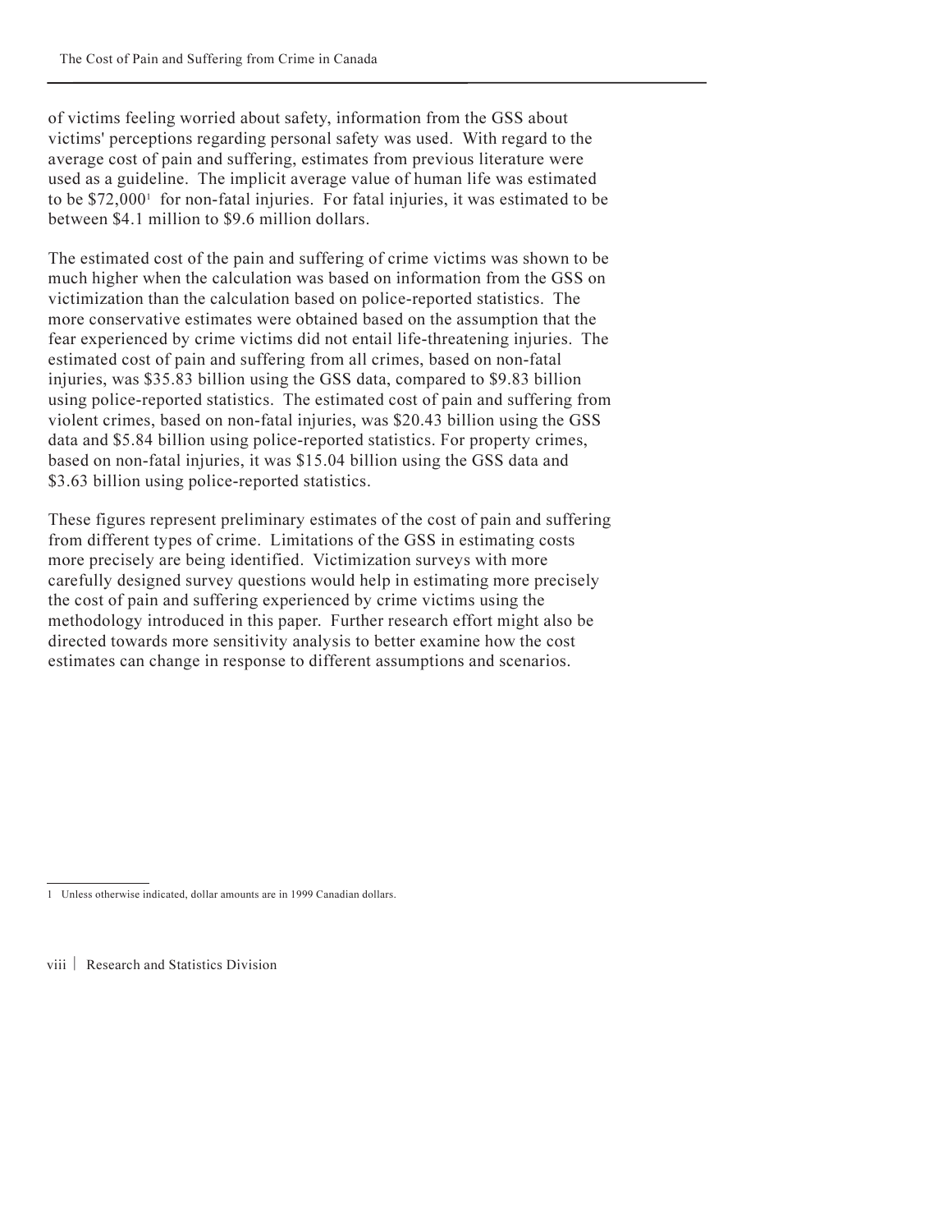of victims feeling worried about safety, information from the GSS about victims' perceptions regarding personal safety was used. With regard to the average cost of pain and suffering, estimates from previous literature were used as a guideline. The implicit average value of human life was estimated to be $72,000[1] for non-fatal injuries. For fatal injuries, it was estimated to be between $4.1 million to $9.6 million dollars.

The estimated cost of the pain and suffering of crime victims was shown to be much higher when the calculation was based on information from the GSS on victimization than the calculation based on police-reported statistics. The more conservative estimates were obtained based on the assumption that the fear experienced by crime victims did not entail life-threatening injuries. The estimated cost of pain and suffering from all crimes, based on non-fatal injuries, was $35.83 billion using the GSS data, compared to $9.83 billion using police-reported statistics. The estimated cost of pain and suffering from violent crimes, based on non-fatal injuries, was $20.43 billion using the GSS data and $5.84 billion using police-reported statistics. For property crimes, based on non-fatal injuries, it was $15.04 billion using the GSS data and $3.63 billion using police-reported statistics.

These figures represent preliminary estimates of the cost of pain and suffering from different types of crime. Limitations of the GSS in estimating costs more precisely are being identified. Victimization surveys with more carefully designed survey questions would help in estimating more precisely the cost of pain and suffering experienced by crime victims using the methodology introduced in this paper. Further research effort might also be directed towards more sensitivity analysis to better examine how the cost estimates can change in response to different assumptions and scenarios.

[1] Unless otherwise indicated, dollar amounts are in 1999 Canadian dollars.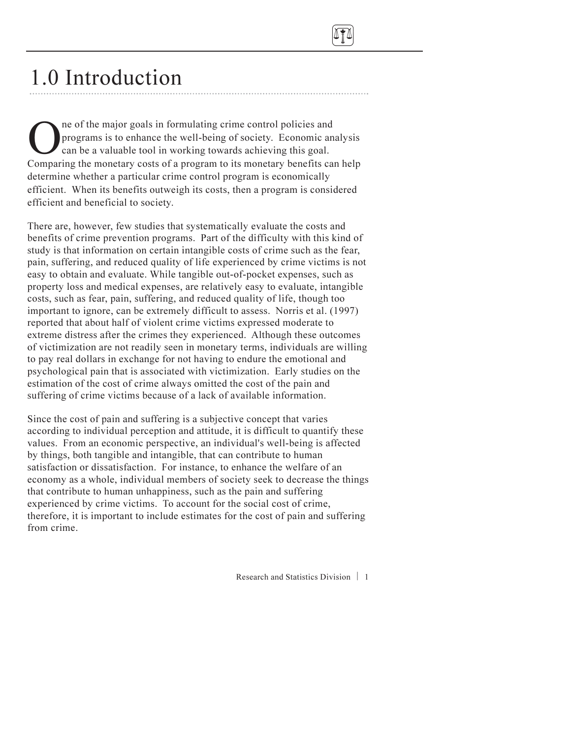# 1.0 Introduction

One of the major goals in formulating crime control policies and programs is to enhance the well-being of society. Economic analysis can be a valuable tool in working towards achieving this goal. Comparing the monetary costs of a program to its monetary benefits can help determine whether a particular crime control program is economically efficient. When its benefits outweigh its costs, then a program is considered efficient and beneficial to society.

There are, however, few studies that systematically evaluate the costs and benefits of crime prevention programs. Part of the difficulty with this kind of study is that information on certain intangible costs of crime such as the fear, pain, suffering, and reduced quality of life experienced by crime victims is not easy to obtain and evaluate. While tangible out-of-pocket expenses, such as property loss and medical expenses, are relatively easy to evaluate, intangible costs, such as fear, pain, suffering, and reduced quality of life, though too important to ignore, can be extremely difficult to assess. Norris et al. (1997) reported that about half of violent crime victims expressed moderate to extreme distress after the crimes they experienced. Although these outcomes of victimization are not readily seen in monetary terms, individuals are willing to pay real dollars in exchange for not having to endure the emotional and psychological pain that is associated with victimization. Early studies on the estimation of the cost of crime always omitted the cost of the pain and suffering of crime victims because of a lack of available information.

Since the cost of pain and suffering is a subjective concept that varies according to individual perception and attitude, it is difficult to quantify these values. From an economic perspective, an individual's well-being is affected by things, both tangible and intangible, that can contribute to human satisfaction or dissatisfaction. For instance, to enhance the welfare of an economy as a whole, individual members of society seek to decrease the things that contribute to human unhappiness, such as the pain and suffering experienced by crime victims. To account for the social cost of crime, therefore, it is important to include estimates for the cost of pain and suffering from crime.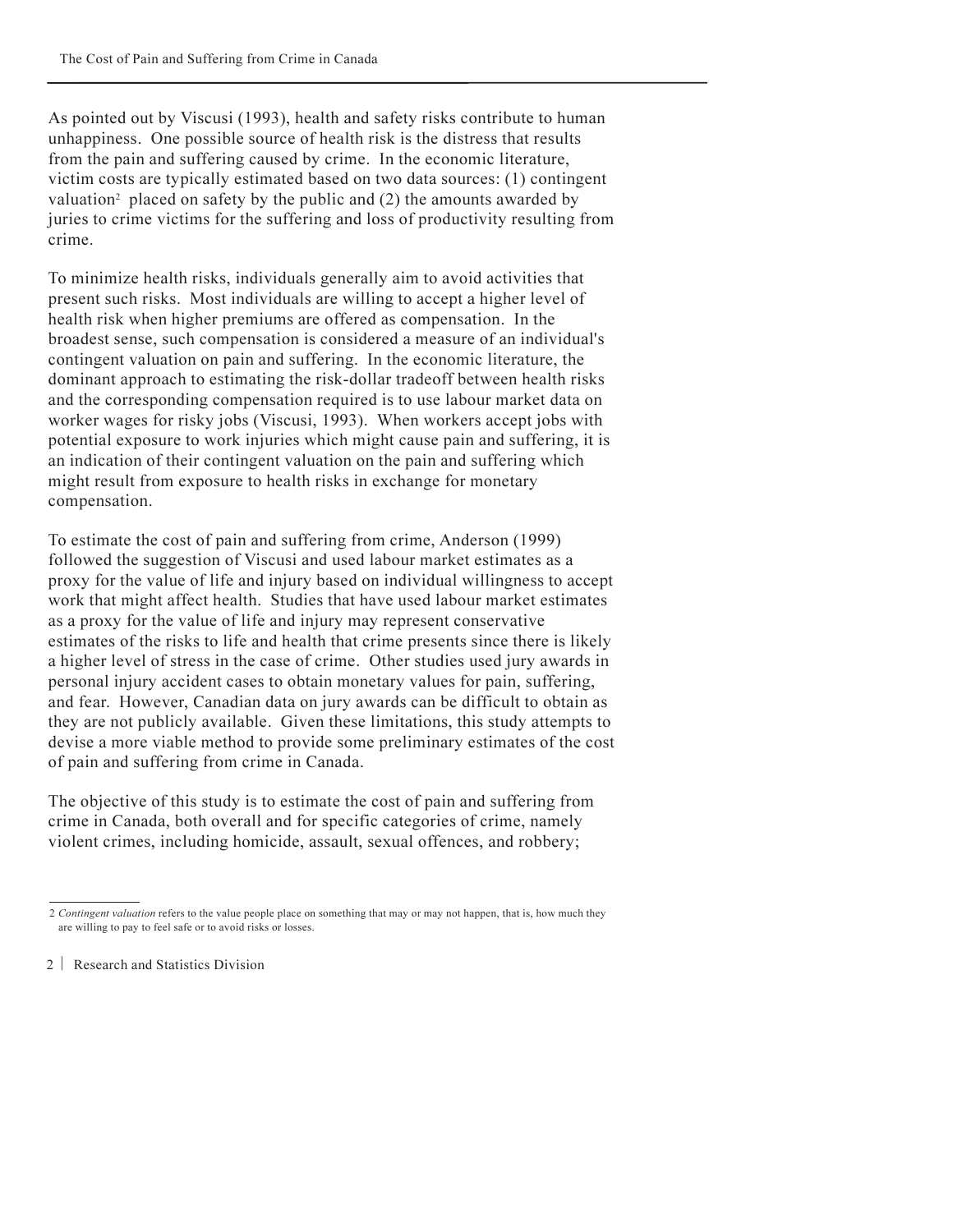As pointed out by Viscusi (1993), health and safety risks contribute to human unhappiness. One possible source of health risk is the distress that results from the pain and suffering caused by crime. In the economic literature, victim costs are typically estimated based on two data sources: (1) contingent valuation[2] placed on safety by the public and (2) the amounts awarded by juries to crime victims for the suffering and loss of productivity resulting from crime.

To minimize health risks, individuals generally aim to avoid activities that present such risks. Most individuals are willing to accept a higher level of health risk when higher premiums are offered as compensation. In the broadest sense, such compensation is considered a measure of an individual's contingent valuation on pain and suffering. In the economic literature, the dominant approach to estimating the risk-dollar tradeoff between health risks and the corresponding compensation required is to use labour market data on worker wages for risky jobs (Viscusi, 1993). When workers accept jobs with potential exposure to work injuries which might cause pain and suffering, it is an indication of their contingent valuation on the pain and suffering which might result from exposure to health risks in exchange for monetary compensation.

To estimate the cost of pain and suffering from crime, Anderson (1999) followed the suggestion of Viscusi and used labour market estimates as a proxy for the value of life and injury based on individual willingness to accept work that might affect health. Studies that have used labour market estimates as a proxy for the value of life and injury may represent conservative estimates of the risks to life and health that crime presents since there is likely a higher level of stress in the case of crime. Other studies used jury awards in personal injury accident cases to obtain monetary values for pain, suffering, and fear. However, Canadian data on jury awards can be difficult to obtain as they are not publicly available. Given these limitations, this study attempts to devise a more viable method to provide some preliminary estimates of the cost of pain and suffering from crime in Canada.

The objective of this study is to estimate the cost of pain and suffering from crime in Canada, both overall and for specific categories of crime, namely violent crimes, including homicide, assault, sexual offences, and robbery;

---

2 *Contingent valuation* refers to the value people place on something that may or may not happen, that is, how much they are willing to pay to feel safe or to avoid risks or losses.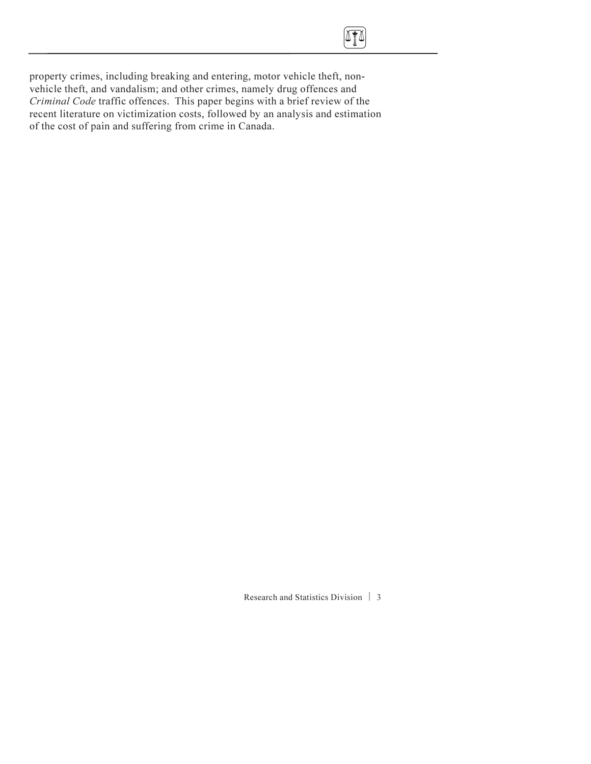property crimes, including breaking and entering, motor vehicle theft, non-vehicle theft, and vandalism; and other crimes, namely drug offences and *Criminal Code* traffic offences. This paper begins with a brief review of the recent literature on victimization costs, followed by an analysis and estimation of the cost of pain and suffering from crime in Canada.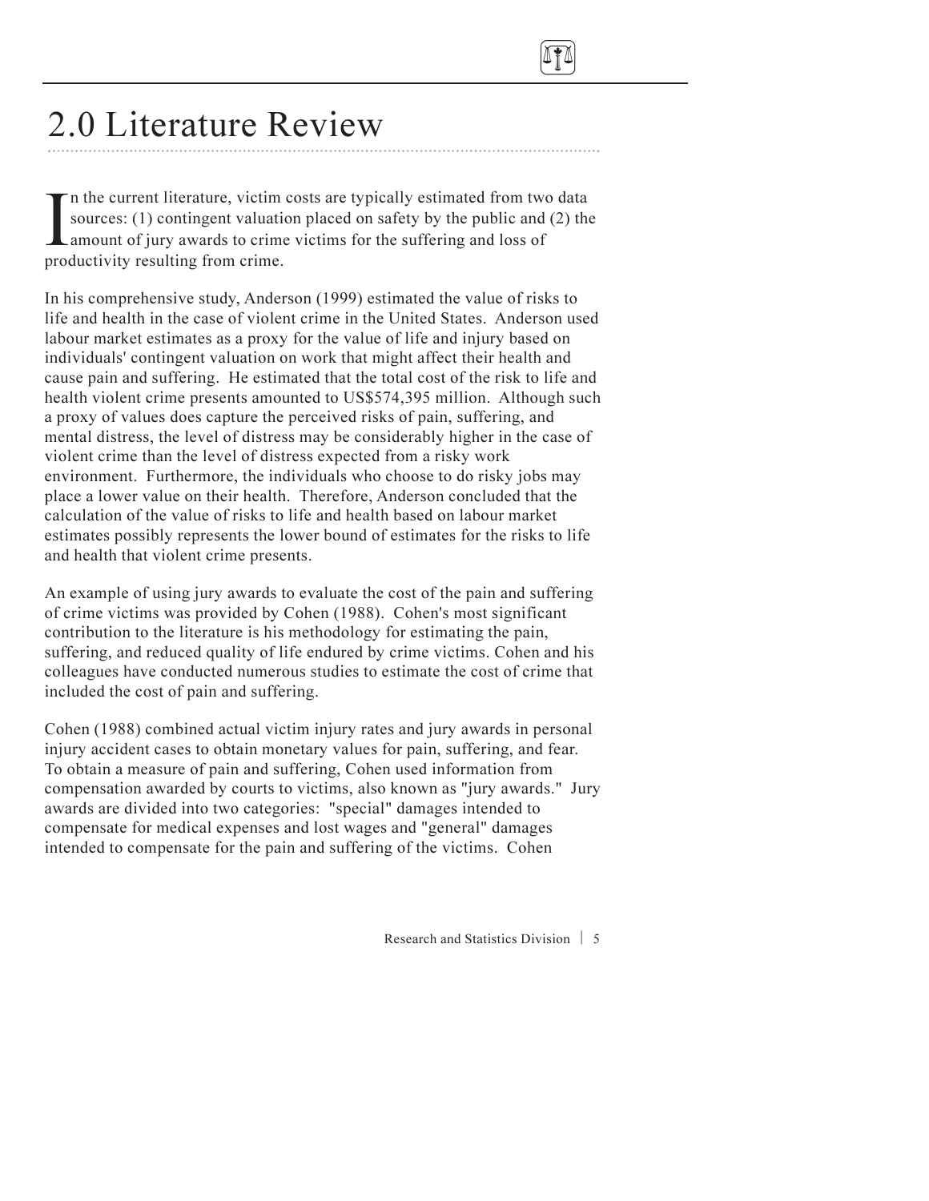# 2.0 Literature Review

In the current literature, victim costs are typically estimated from two data sources: (1) contingent valuation placed on safety by the public and (2) the amount of jury awards to crime victims for the suffering and loss of productivity resulting from crime.

In his comprehensive study, Anderson (1999) estimated the value of risks to life and health in the case of violent crime in the United States. Anderson used labour market estimates as a proxy for the value of life and injury based on individuals' contingent valuation on work that might affect their health and cause pain and suffering. He estimated that the total cost of the risk to life and health violent crime presents amounted to US$574,395 million. Although such a proxy of values does capture the perceived risks of pain, suffering, and mental distress, the level of distress may be considerably higher in the case of violent crime than the level of distress expected from a risky work environment. Furthermore, the individuals who choose to do risky jobs may place a lower value on their health. Therefore, Anderson concluded that the calculation of the value of risks to life and health based on labour market estimates possibly represents the lower bound of estimates for the risks to life and health that violent crime presents.

An example of using jury awards to evaluate the cost of the pain and suffering of crime victims was provided by Cohen (1988). Cohen's most significant contribution to the literature is his methodology for estimating the pain, suffering, and reduced quality of life endured by crime victims. Cohen and his colleagues have conducted numerous studies to estimate the cost of crime that included the cost of pain and suffering.

Cohen (1988) combined actual victim injury rates and jury awards in personal injury accident cases to obtain monetary values for pain, suffering, and fear. To obtain a measure of pain and suffering, Cohen used information from compensation awarded by courts to victims, also known as "jury awards." Jury awards are divided into two categories: "special" damages intended to compensate for medical expenses and lost wages and "general" damages intended to compensate for the pain and suffering of the victims. Cohen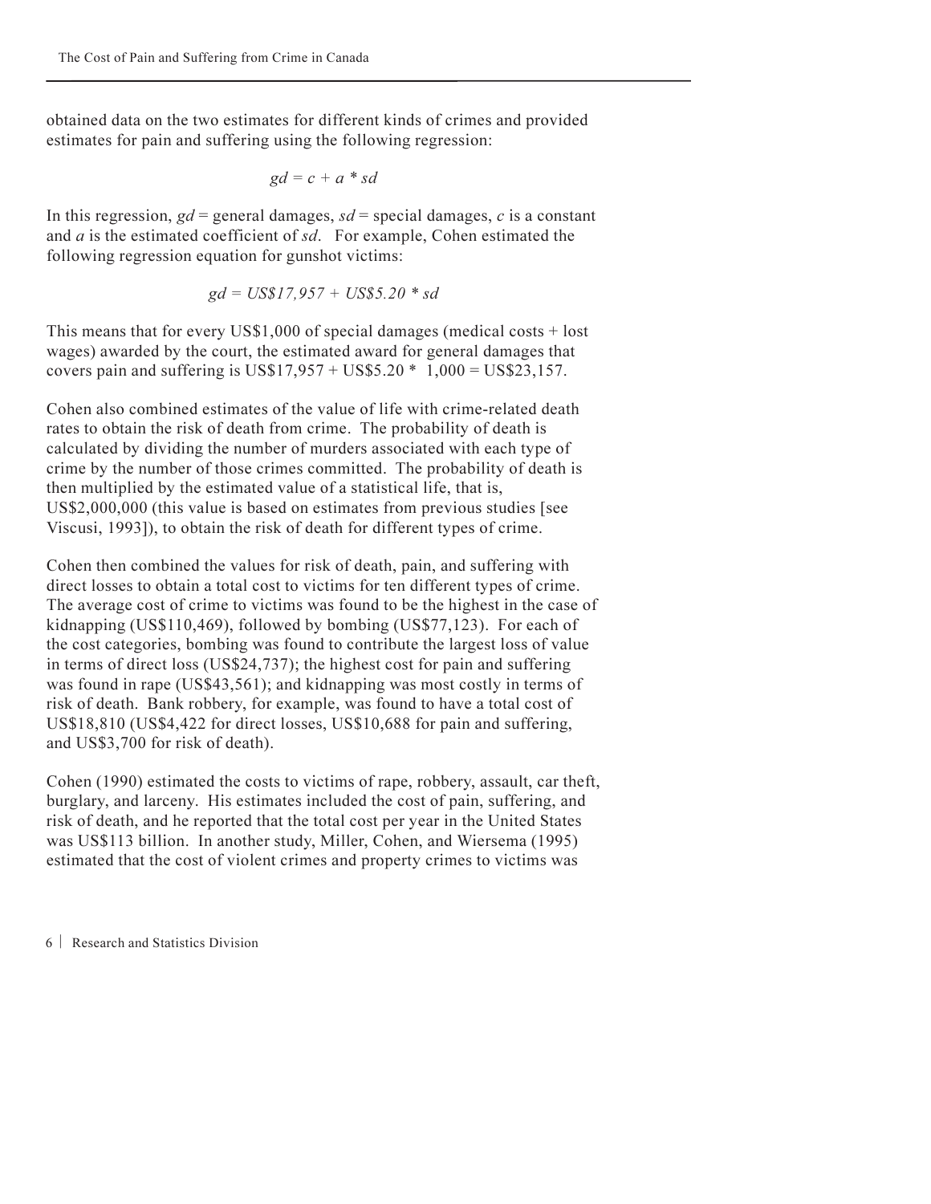obtained data on the two estimates for different kinds of crimes and provided estimates for pain and suffering using the following regression:

$$gd = c + a * sd$$

In this regression, $gd$ = general damages, $sd$ = special damages, $c$ is a constant and $a$ is the estimated coefficient of $sd$. For example, Cohen estimated the following regression equation for gunshot victims:

$$gd = US\$17{,}957 + US\$5.20 * sd$$

This means that for every US$1,000 of special damages (medical costs + lost wages) awarded by the court, the estimated award for general damages that covers pain and suffering is US$17,957 + US$5.20 * 1,000 = US$23,157.

Cohen also combined estimates of the value of life with crime-related death rates to obtain the risk of death from crime. The probability of death is calculated by dividing the number of murders associated with each type of crime by the number of those crimes committed. The probability of death is then multiplied by the estimated value of a statistical life, that is, US$2,000,000 (this value is based on estimates from previous studies [see Viscusi, 1993]), to obtain the risk of death for different types of crime.

Cohen then combined the values for risk of death, pain, and suffering with direct losses to obtain a total cost to victims for ten different types of crime. The average cost of crime to victims was found to be the highest in the case of kidnapping (US$110,469), followed by bombing (US$77,123). For each of the cost categories, bombing was found to contribute the largest loss of value in terms of direct loss (US$24,737); the highest cost for pain and suffering was found in rape (US$43,561); and kidnapping was most costly in terms of risk of death. Bank robbery, for example, was found to have a total cost of US$18,810 (US$4,422 for direct losses, US$10,688 for pain and suffering, and US$3,700 for risk of death).

Cohen (1990) estimated the costs to victims of rape, robbery, assault, car theft, burglary, and larceny. His estimates included the cost of pain, suffering, and risk of death, and he reported that the total cost per year in the United States was US$113 billion. In another study, Miller, Cohen, and Wiersema (1995) estimated that the cost of violent crimes and property crimes to victims was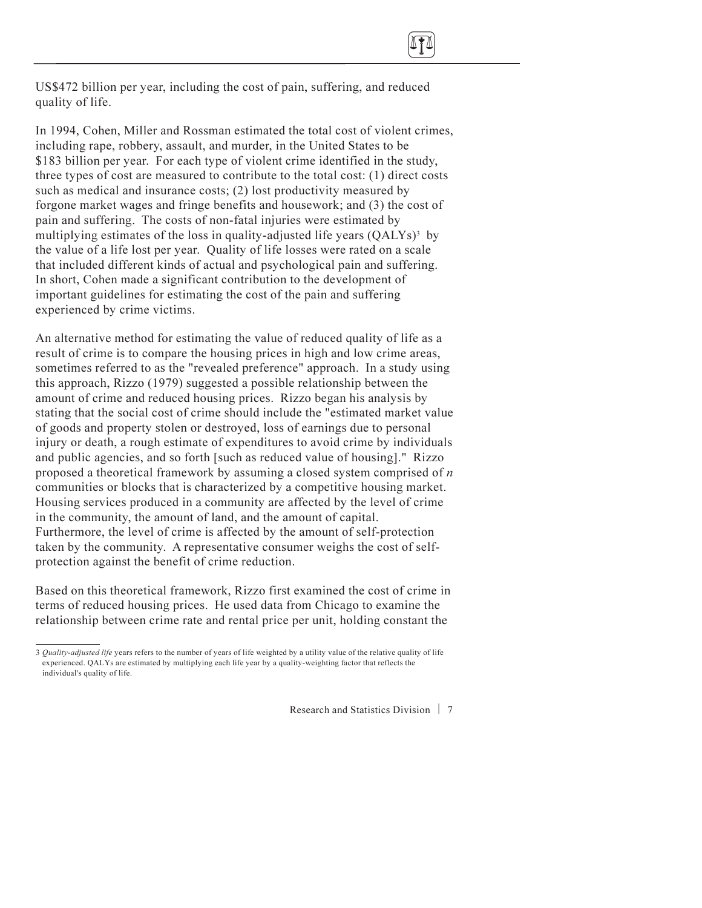US$472 billion per year, including the cost of pain, suffering, and reduced quality of life.

In 1994, Cohen, Miller and Rossman estimated the total cost of violent crimes, including rape, robbery, assault, and murder, in the United States to be $183 billion per year. For each type of violent crime identified in the study, three types of cost are measured to contribute to the total cost: (1) direct costs such as medical and insurance costs; (2) lost productivity measured by forgone market wages and fringe benefits and housework; and (3) the cost of pain and suffering. The costs of non-fatal injuries were estimated by multiplying estimates of the loss in quality-adjusted life years (QALYs)[3] by the value of a life lost per year. Quality of life losses were rated on a scale that included different kinds of actual and psychological pain and suffering. In short, Cohen made a significant contribution to the development of important guidelines for estimating the cost of the pain and suffering experienced by crime victims.

An alternative method for estimating the value of reduced quality of life as a result of crime is to compare the housing prices in high and low crime areas, sometimes referred to as the "revealed preference" approach. In a study using this approach, Rizzo (1979) suggested a possible relationship between the amount of crime and reduced housing prices. Rizzo began his analysis by stating that the social cost of crime should include the "estimated market value of goods and property stolen or destroyed, loss of earnings due to personal injury or death, a rough estimate of expenditures to avoid crime by individuals and public agencies, and so forth [such as reduced value of housing]." Rizzo proposed a theoretical framework by assuming a closed system comprised of *n* communities or blocks that is characterized by a competitive housing market. Housing services produced in a community are affected by the level of crime in the community, the amount of land, and the amount of capital. Furthermore, the level of crime is affected by the amount of self-protection taken by the community. A representative consumer weighs the cost of self-protection against the benefit of crime reduction.

Based on this theoretical framework, Rizzo first examined the cost of crime in terms of reduced housing prices. He used data from Chicago to examine the relationship between crime rate and rental price per unit, holding constant the

---

3 *Quality-adjusted life* years refers to the number of years of life weighted by a utility value of the relative quality of life experienced. QALYs are estimated by multiplying each life year by a quality-weighting factor that reflects the individual's quality of life.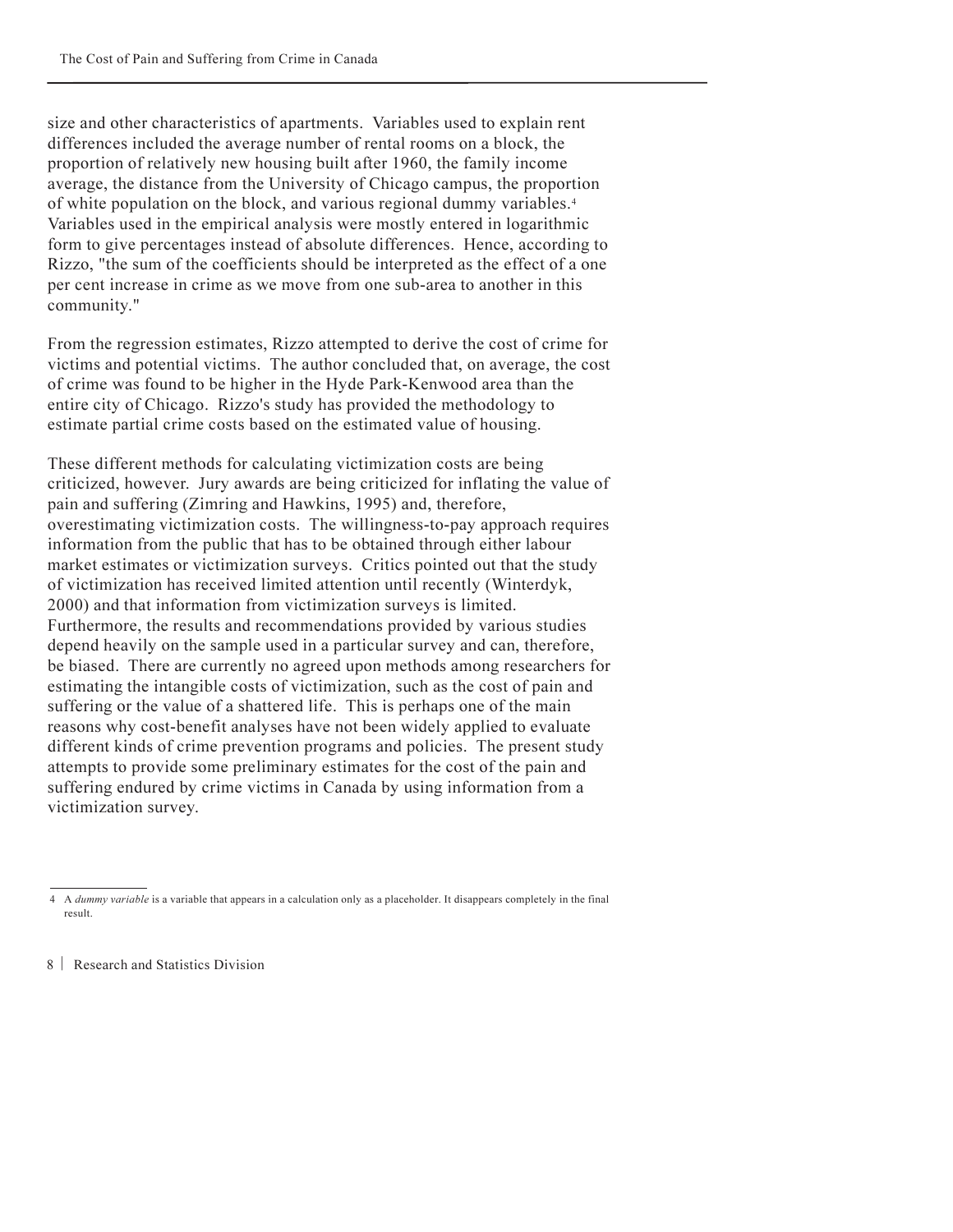size and other characteristics of apartments. Variables used to explain rent differences included the average number of rental rooms on a block, the proportion of relatively new housing built after 1960, the family income average, the distance from the University of Chicago campus, the proportion of white population on the block, and various regional dummy variables.[4] Variables used in the empirical analysis were mostly entered in logarithmic form to give percentages instead of absolute differences. Hence, according to Rizzo, "the sum of the coefficients should be interpreted as the effect of a one per cent increase in crime as we move from one sub-area to another in this community."

From the regression estimates, Rizzo attempted to derive the cost of crime for victims and potential victims. The author concluded that, on average, the cost of crime was found to be higher in the Hyde Park-Kenwood area than the entire city of Chicago. Rizzo's study has provided the methodology to estimate partial crime costs based on the estimated value of housing.

These different methods for calculating victimization costs are being criticized, however. Jury awards are being criticized for inflating the value of pain and suffering (Zimring and Hawkins, 1995) and, therefore, overestimating victimization costs. The willingness-to-pay approach requires information from the public that has to be obtained through either labour market estimates or victimization surveys. Critics pointed out that the study of victimization has received limited attention until recently (Winterdyk, 2000) and that information from victimization surveys is limited. Furthermore, the results and recommendations provided by various studies depend heavily on the sample used in a particular survey and can, therefore, be biased. There are currently no agreed upon methods among researchers for estimating the intangible costs of victimization, such as the cost of pain and suffering or the value of a shattered life. This is perhaps one of the main reasons why cost-benefit analyses have not been widely applied to evaluate different kinds of crime prevention programs and policies. The present study attempts to provide some preliminary estimates for the cost of the pain and suffering endured by crime victims in Canada by using information from a victimization survey.

---

[4] A *dummy variable* is a variable that appears in a calculation only as a placeholder. It disappears completely in the final result.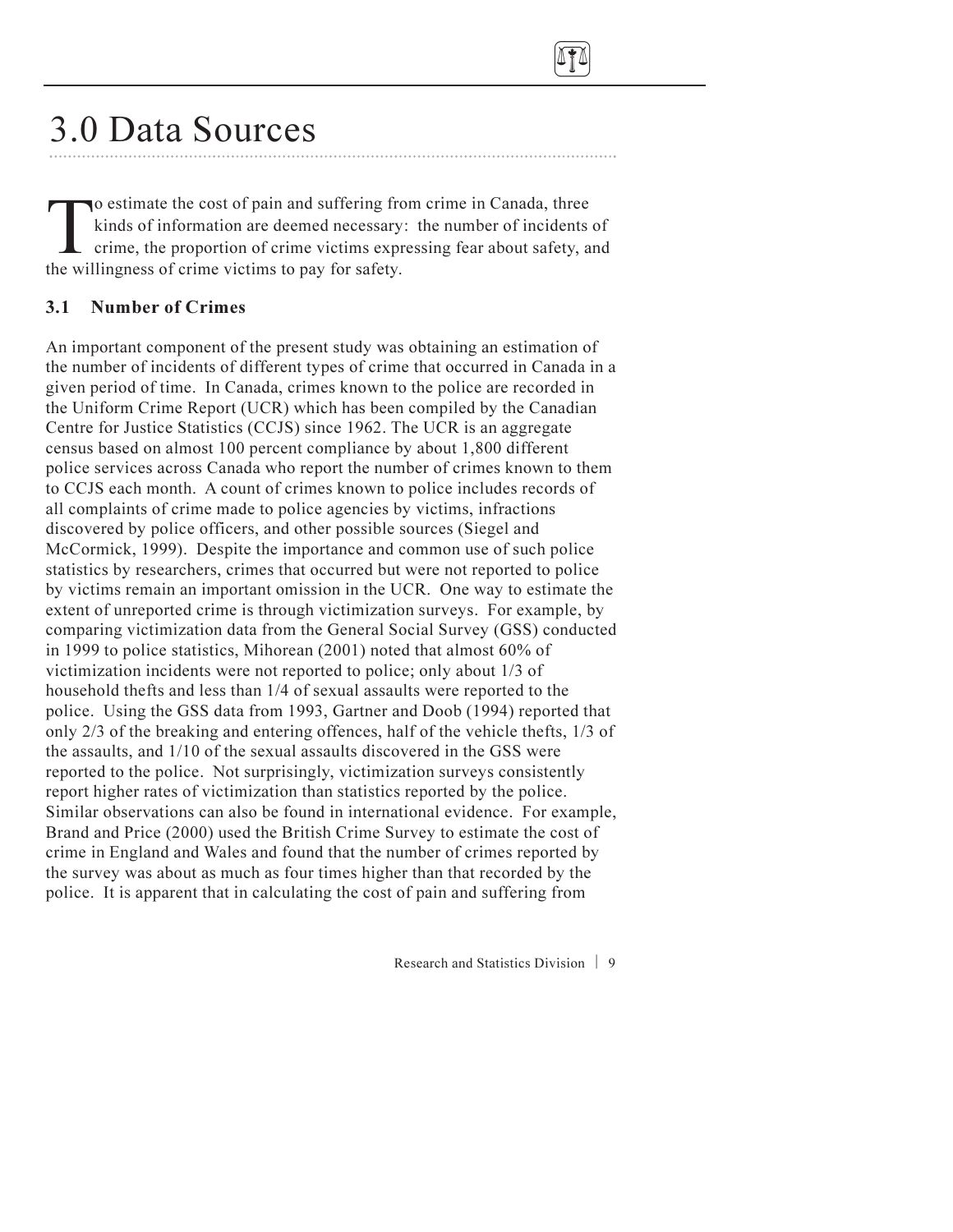# 3.0 Data Sources

To estimate the cost of pain and suffering from crime in Canada, three kinds of information are deemed necessary: the number of incidents of crime, the proportion of crime victims expressing fear about safety, and the willingness of crime victims to pay for safety.

## 3.1 Number of Crimes

An important component of the present study was obtaining an estimation of the number of incidents of different types of crime that occurred in Canada in a given period of time. In Canada, crimes known to the police are recorded in the Uniform Crime Report (UCR) which has been compiled by the Canadian Centre for Justice Statistics (CCJS) since 1962. The UCR is an aggregate census based on almost 100 percent compliance by about 1,800 different police services across Canada who report the number of crimes known to them to CCJS each month. A count of crimes known to police includes records of all complaints of crime made to police agencies by victims, infractions discovered by police officers, and other possible sources (Siegel and McCormick, 1999). Despite the importance and common use of such police statistics by researchers, crimes that occurred but were not reported to police by victims remain an important omission in the UCR. One way to estimate the extent of unreported crime is through victimization surveys. For example, by comparing victimization data from the General Social Survey (GSS) conducted in 1999 to police statistics, Mihorean (2001) noted that almost 60% of victimization incidents were not reported to police; only about 1/3 of household thefts and less than 1/4 of sexual assaults were reported to the police. Using the GSS data from 1993, Gartner and Doob (1994) reported that only 2/3 of the breaking and entering offences, half of the vehicle thefts, 1/3 of the assaults, and 1/10 of the sexual assaults discovered in the GSS were reported to the police. Not surprisingly, victimization surveys consistently report higher rates of victimization than statistics reported by the police. Similar observations can also be found in international evidence. For example, Brand and Price (2000) used the British Crime Survey to estimate the cost of crime in England and Wales and found that the number of crimes reported by the survey was about as much as four times higher than that recorded by the police. It is apparent that in calculating the cost of pain and suffering from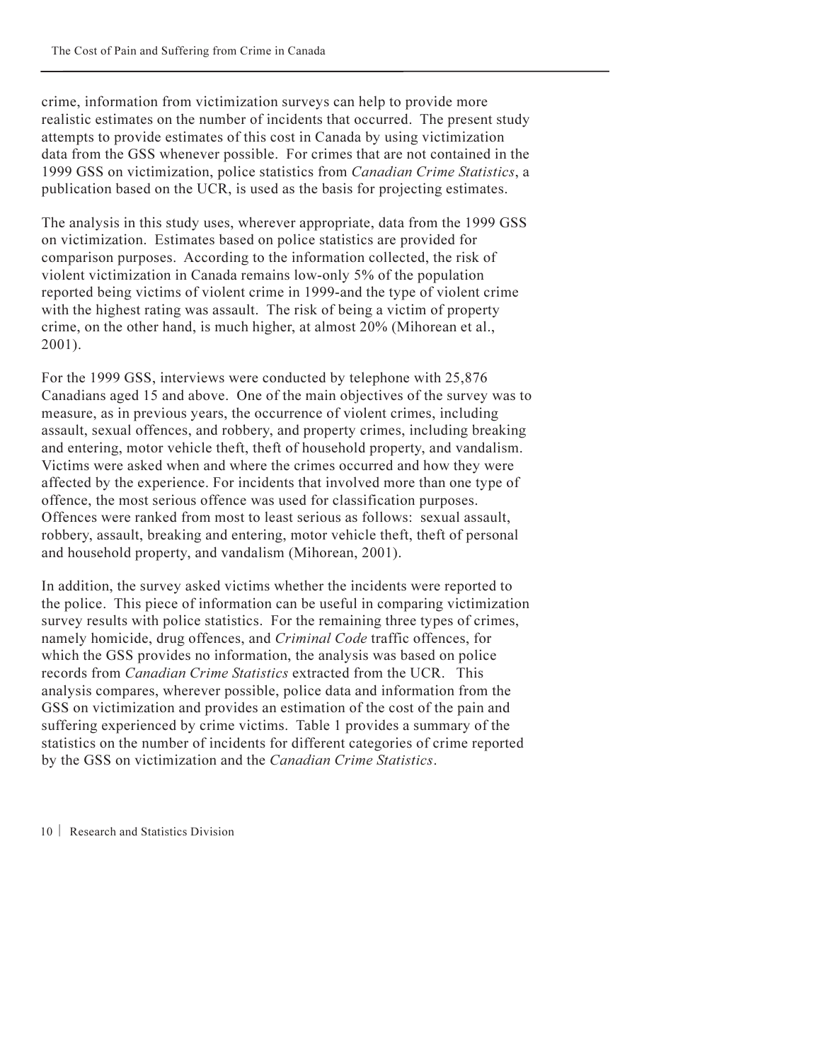crime, information from victimization surveys can help to provide more realistic estimates on the number of incidents that occurred. The present study attempts to provide estimates of this cost in Canada by using victimization data from the GSS whenever possible. For crimes that are not contained in the 1999 GSS on victimization, police statistics from *Canadian Crime Statistics*, a publication based on the UCR, is used as the basis for projecting estimates.

The analysis in this study uses, wherever appropriate, data from the 1999 GSS on victimization. Estimates based on police statistics are provided for comparison purposes. According to the information collected, the risk of violent victimization in Canada remains low-only 5% of the population reported being victims of violent crime in 1999-and the type of violent crime with the highest rating was assault. The risk of being a victim of property crime, on the other hand, is much higher, at almost 20% (Mihorean et al., 2001).

For the 1999 GSS, interviews were conducted by telephone with 25,876 Canadians aged 15 and above. One of the main objectives of the survey was to measure, as in previous years, the occurrence of violent crimes, including assault, sexual offences, and robbery, and property crimes, including breaking and entering, motor vehicle theft, theft of household property, and vandalism. Victims were asked when and where the crimes occurred and how they were affected by the experience. For incidents that involved more than one type of offence, the most serious offence was used for classification purposes. Offences were ranked from most to least serious as follows: sexual assault, robbery, assault, breaking and entering, motor vehicle theft, theft of personal and household property, and vandalism (Mihorean, 2001).

In addition, the survey asked victims whether the incidents were reported to the police. This piece of information can be useful in comparing victimization survey results with police statistics. For the remaining three types of crimes, namely homicide, drug offences, and *Criminal Code* traffic offences, for which the GSS provides no information, the analysis was based on police records from *Canadian Crime Statistics* extracted from the UCR. This analysis compares, wherever possible, police data and information from the GSS on victimization and provides an estimation of the cost of the pain and suffering experienced by crime victims. Table 1 provides a summary of the statistics on the number of incidents for different categories of crime reported by the GSS on victimization and the *Canadian Crime Statistics*.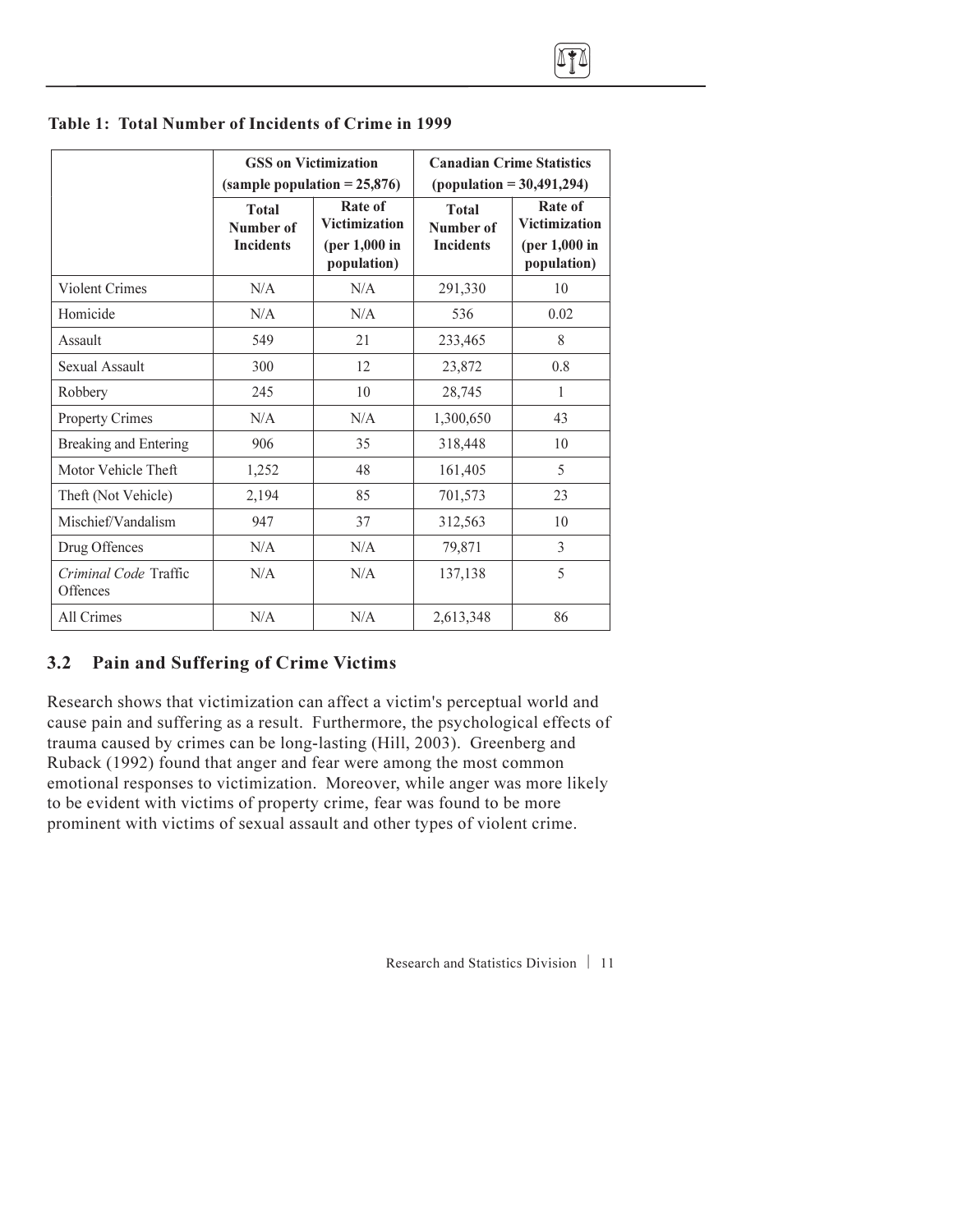**Table 1: Total Number of Incidents of Crime in 1999**

| | GSS on Victimization (sample population = 25,876) | | Canadian Crime Statistics (population = 30,491,294) | |
|---|---|---|---|---|
| | Total Number of Incidents | Rate of Victimization (per 1,000 in population) | Total Number of Incidents | Rate of Victimization (per 1,000 in population) |
| Violent Crimes | N/A | N/A | 291,330 | 10 |
| Homicide | N/A | N/A | 536 | 0.02 |
| Assault | 549 | 21 | 233,465 | 8 |
| Sexual Assault | 300 | 12 | 23,872 | 0.8 |
| Robbery | 245 | 10 | 28,745 | 1 |
| Property Crimes | N/A | N/A | 1,300,650 | 43 |
| Breaking and Entering | 906 | 35 | 318,448 | 10 |
| Motor Vehicle Theft | 1,252 | 48 | 161,405 | 5 |
| Theft (Not Vehicle) | 2,194 | 85 | 701,573 | 23 |
| Mischief/Vandalism | 947 | 37 | 312,563 | 10 |
| Drug Offences | N/A | N/A | 79,871 | 3 |
| *Criminal Code* Traffic Offences | N/A | N/A | 137,138 | 5 |
| All Crimes | N/A | N/A | 2,613,348 | 86 |

## 3.2 Pain and Suffering of Crime Victims

Research shows that victimization can affect a victim's perceptual world and cause pain and suffering as a result. Furthermore, the psychological effects of trauma caused by crimes can be long-lasting (Hill, 2003). Greenberg and Ruback (1992) found that anger and fear were among the most common emotional responses to victimization. Moreover, while anger was more likely to be evident with victims of property crime, fear was found to be more prominent with victims of sexual assault and other types of violent crime.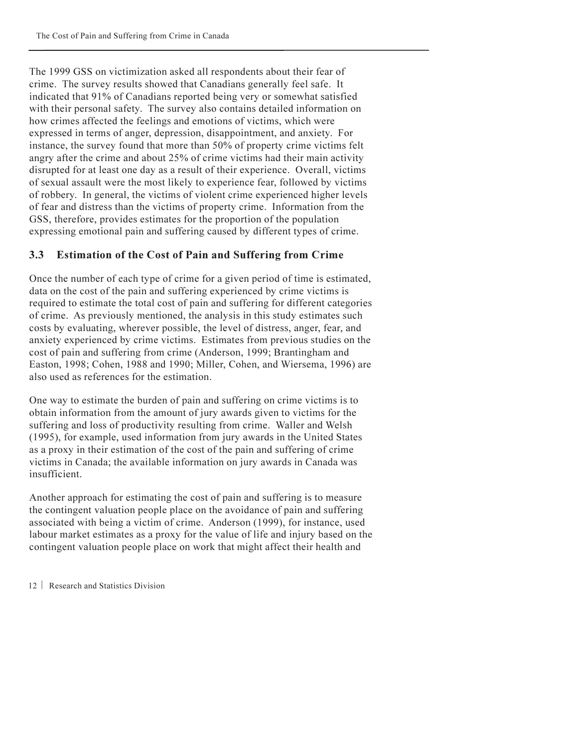The 1999 GSS on victimization asked all respondents about their fear of crime. The survey results showed that Canadians generally feel safe. It indicated that 91% of Canadians reported being very or somewhat satisfied with their personal safety. The survey also contains detailed information on how crimes affected the feelings and emotions of victims, which were expressed in terms of anger, depression, disappointment, and anxiety. For instance, the survey found that more than 50% of property crime victims felt angry after the crime and about 25% of crime victims had their main activity disrupted for at least one day as a result of their experience. Overall, victims of sexual assault were the most likely to experience fear, followed by victims of robbery. In general, the victims of violent crime experienced higher levels of fear and distress than the victims of property crime. Information from the GSS, therefore, provides estimates for the proportion of the population expressing emotional pain and suffering caused by different types of crime.

### 3.3 Estimation of the Cost of Pain and Suffering from Crime

Once the number of each type of crime for a given period of time is estimated, data on the cost of the pain and suffering experienced by crime victims is required to estimate the total cost of pain and suffering for different categories of crime. As previously mentioned, the analysis in this study estimates such costs by evaluating, wherever possible, the level of distress, anger, fear, and anxiety experienced by crime victims. Estimates from previous studies on the cost of pain and suffering from crime (Anderson, 1999; Brantingham and Easton, 1998; Cohen, 1988 and 1990; Miller, Cohen, and Wiersema, 1996) are also used as references for the estimation.

One way to estimate the burden of pain and suffering on crime victims is to obtain information from the amount of jury awards given to victims for the suffering and loss of productivity resulting from crime. Waller and Welsh (1995), for example, used information from jury awards in the United States as a proxy in their estimation of the cost of the pain and suffering of crime victims in Canada; the available information on jury awards in Canada was insufficient.

Another approach for estimating the cost of pain and suffering is to measure the contingent valuation people place on the avoidance of pain and suffering associated with being a victim of crime. Anderson (1999), for instance, used labour market estimates as a proxy for the value of life and injury based on the contingent valuation people place on work that might affect their health and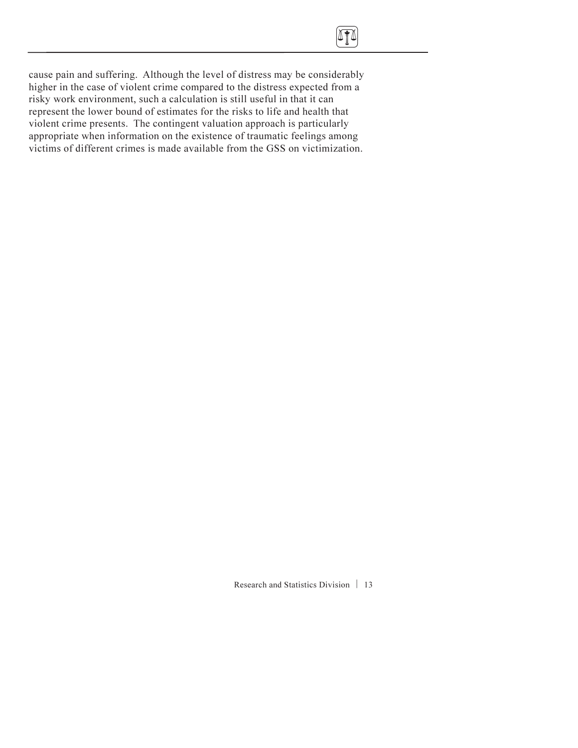cause pain and suffering. Although the level of distress may be considerably higher in the case of violent crime compared to the distress expected from a risky work environment, such a calculation is still useful in that it can represent the lower bound of estimates for the risks to life and health that violent crime presents. The contingent valuation approach is particularly appropriate when information on the existence of traumatic feelings among victims of different crimes is made available from the GSS on victimization.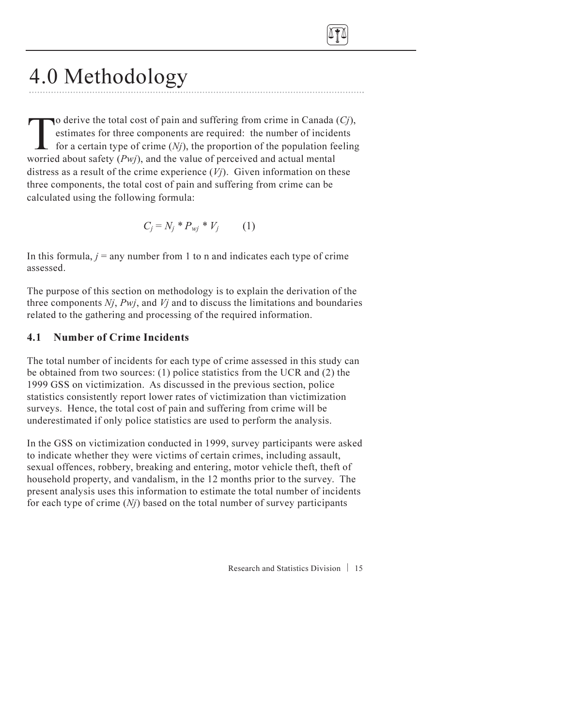# 4.0 Methodology

To derive the total cost of pain and suffering from crime in Canada ($C_j$), estimates for three components are required: the number of incidents for a certain type of crime ($N_j$), the proportion of the population feeling worried about safety ($P_{wj}$), and the value of perceived and actual mental distress as a result of the crime experience ($V_j$). Given information on these three components, the total cost of pain and suffering from crime can be calculated using the following formula:

$$C_j = N_j * P_{wj} * V_j \qquad (1)$$

In this formula, $j$ = any number from 1 to n and indicates each type of crime assessed.

The purpose of this section on methodology is to explain the derivation of the three components $N_j$, $P_{wj}$, and $V_j$ and to discuss the limitations and boundaries related to the gathering and processing of the required information.

### 4.1 Number of Crime Incidents

The total number of incidents for each type of crime assessed in this study can be obtained from two sources: (1) police statistics from the UCR and (2) the 1999 GSS on victimization. As discussed in the previous section, police statistics consistently report lower rates of victimization than victimization surveys. Hence, the total cost of pain and suffering from crime will be underestimated if only police statistics are used to perform the analysis.

In the GSS on victimization conducted in 1999, survey participants were asked to indicate whether they were victims of certain crimes, including assault, sexual offences, robbery, breaking and entering, motor vehicle theft, theft of household property, and vandalism, in the 12 months prior to the survey. The present analysis uses this information to estimate the total number of incidents for each type of crime ($N_j$) based on the total number of survey participants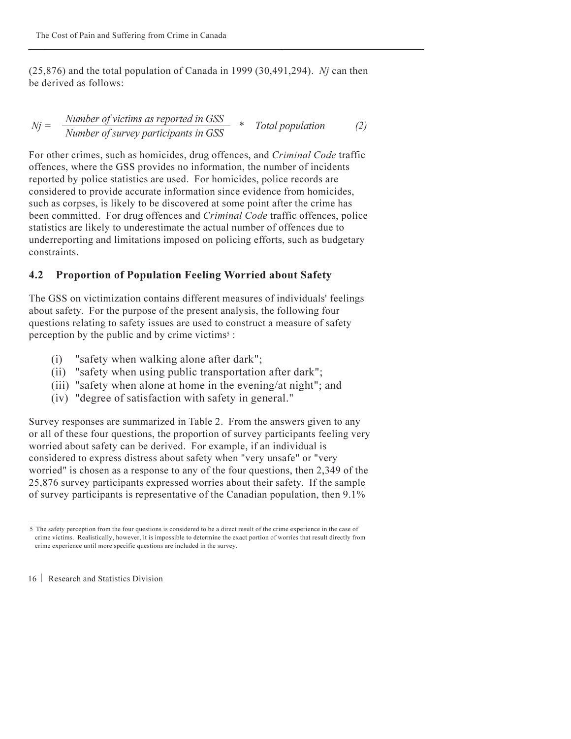(25,876) and the total population of Canada in 1999 (30,491,294). *Nj* can then be derived as follows:

$$Nj = \frac{\text{Number of victims as reported in GSS}}{\text{Number of survey participants in GSS}} * \text{Total population} \qquad (2)$$

For other crimes, such as homicides, drug offences, and *Criminal Code* traffic offences, where the GSS provides no information, the number of incidents reported by police statistics are used. For homicides, police records are considered to provide accurate information since evidence from homicides, such as corpses, is likely to be discovered at some point after the crime has been committed. For drug offences and *Criminal Code* traffic offences, police statistics are likely to underestimate the actual number of offences due to underreporting and limitations imposed on policing efforts, such as budgetary constraints.

## 4.2 Proportion of Population Feeling Worried about Safety

The GSS on victimization contains different measures of individuals' feelings about safety. For the purpose of the present analysis, the following four questions relating to safety issues are used to construct a measure of safety perception by the public and by crime victims[5] :

(i) "safety when walking alone after dark";
(ii) "safety when using public transportation after dark";
(iii) "safety when alone at home in the evening/at night"; and
(iv) "degree of satisfaction with safety in general."

Survey responses are summarized in Table 2. From the answers given to any or all of these four questions, the proportion of survey participants feeling very worried about safety can be derived. For example, if an individual is considered to express distress about safety when "very unsafe" or "very worried" is chosen as a response to any of the four questions, then 2,349 of the 25,876 survey participants expressed worries about their safety. If the sample of survey participants is representative of the Canadian population, then 9.1%

---

5 The safety perception from the four questions is considered to be a direct result of the crime experience in the case of crime victims. Realistically, however, it is impossible to determine the exact portion of worries that result directly from crime experience until more specific questions are included in the survey.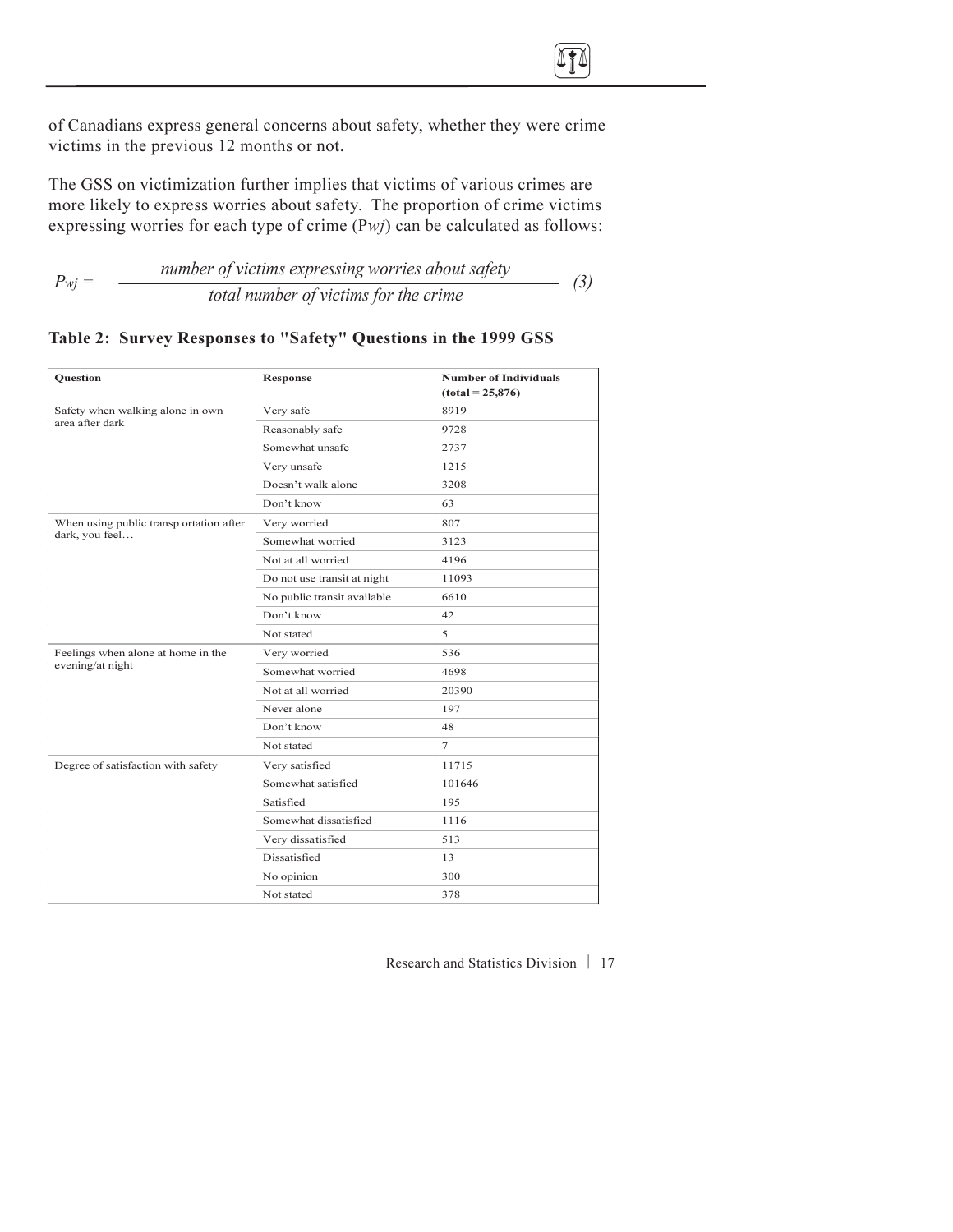of Canadians express general concerns about safety, whether they were crime victims in the previous 12 months or not.

The GSS on victimization further implies that victims of various crimes are more likely to express worries about safety. The proportion of crime victims expressing worries for each type of crime ($P_{wj}$) can be calculated as follows:

$$P_{wj} = \frac{\textit{number of victims expressing worries about safety}}{\textit{total number of victims for the crime}} \quad (3)$$

**Table 2: Survey Responses to "Safety" Questions in the 1999 GSS**

| Question | Response | Number of Individuals (total = 25,876) |
|---|---|---|
| Safety when walking alone in own area after dark | Very safe | 8919 |
| | Reasonably safe | 9728 |
| | Somewhat unsafe | 2737 |
| | Very unsafe | 1215 |
| | Doesn't walk alone | 3208 |
| | Don't know | 63 |
| When using public transp ortation after dark, you feel… | Very worried | 807 |
| | Somewhat worried | 3123 |
| | Not at all worried | 4196 |
| | Do not use transit at night | 11093 |
| | No public transit available | 6610 |
| | Don't know | 42 |
| | Not stated | 5 |
| Feelings when alone at home in the evening/at night | Very worried | 536 |
| | Somewhat worried | 4698 |
| | Not at all worried | 20390 |
| | Never alone | 197 |
| | Don't know | 48 |
| | Not stated | 7 |
| Degree of satisfaction with safety | Very satisfied | 11715 |
| | Somewhat satisfied | 101646 |
| | Satisfied | 195 |
| | Somewhat dissatisfied | 1116 |
| | Very dissatisfied | 513 |
| | Dissatisfied | 13 |
| | No opinion | 300 |
| | Not stated | 378 |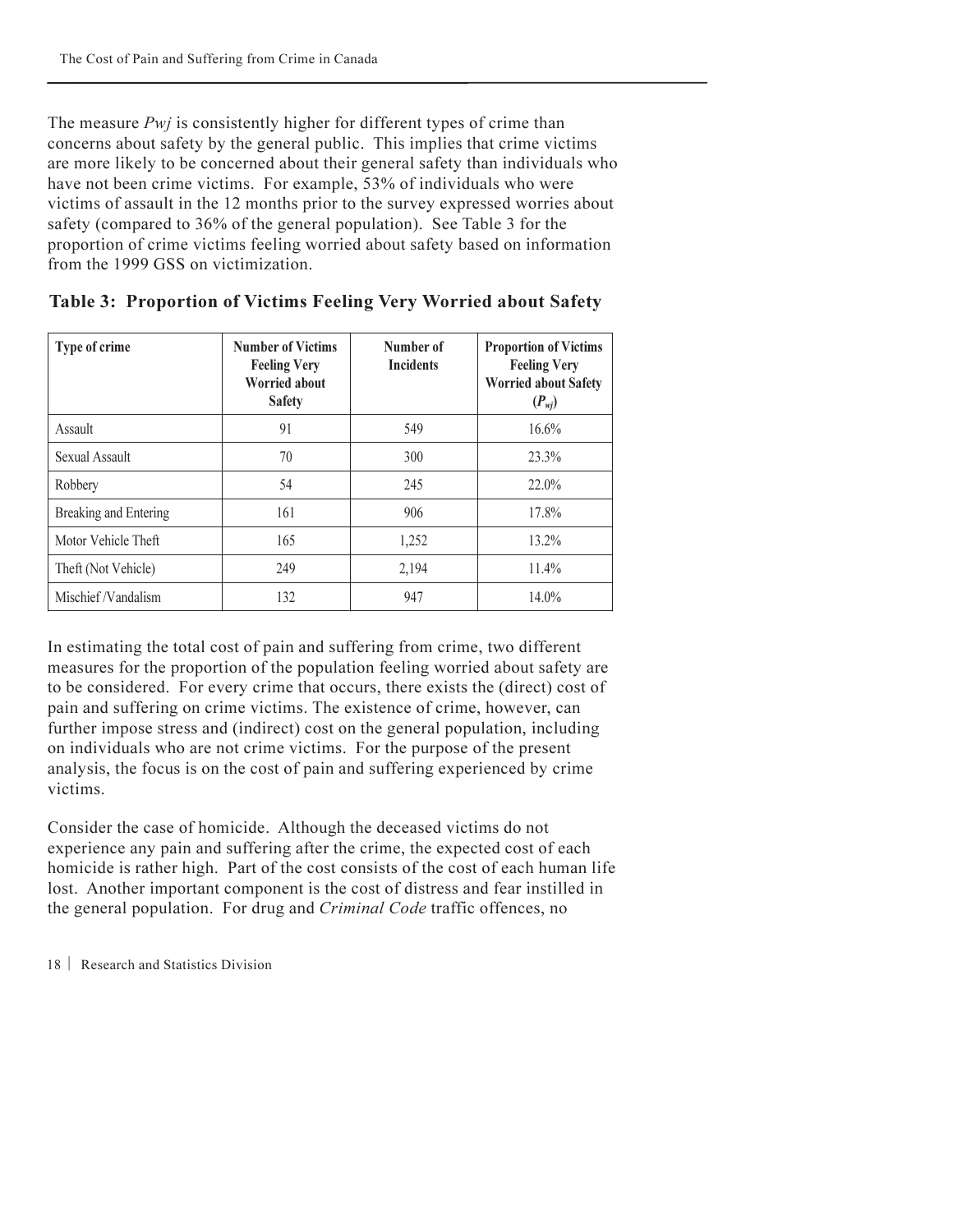The measure *Pwj* is consistently higher for different types of crime than concerns about safety by the general public. This implies that crime victims are more likely to be concerned about their general safety than individuals who have not been crime victims. For example, 53% of individuals who were victims of assault in the 12 months prior to the survey expressed worries about safety (compared to 36% of the general population). See Table 3 for the proportion of crime victims feeling worried about safety based on information from the 1999 GSS on victimization.

**Table 3: Proportion of Victims Feeling Very Worried about Safety**

| Type of crime | Number of Victims Feeling Very Worried about Safety | Number of Incidents | Proportion of Victims Feeling Very Worried about Safety ($P_{wj}$) |
|---|---|---|---|
| Assault | 91 | 549 | 16.6% |
| Sexual Assault | 70 | 300 | 23.3% |
| Robbery | 54 | 245 | 22.0% |
| Breaking and Entering | 161 | 906 | 17.8% |
| Motor Vehicle Theft | 165 | 1,252 | 13.2% |
| Theft (Not Vehicle) | 249 | 2,194 | 11.4% |
| Mischief /Vandalism | 132 | 947 | 14.0% |

In estimating the total cost of pain and suffering from crime, two different measures for the proportion of the population feeling worried about safety are to be considered. For every crime that occurs, there exists the (direct) cost of pain and suffering on crime victims. The existence of crime, however, can further impose stress and (indirect) cost on the general population, including on individuals who are not crime victims. For the purpose of the present analysis, the focus is on the cost of pain and suffering experienced by crime victims.

Consider the case of homicide. Although the deceased victims do not experience any pain and suffering after the crime, the expected cost of each homicide is rather high. Part of the cost consists of the cost of each human life lost. Another important component is the cost of distress and fear instilled in the general population. For drug and *Criminal Code* traffic offences, no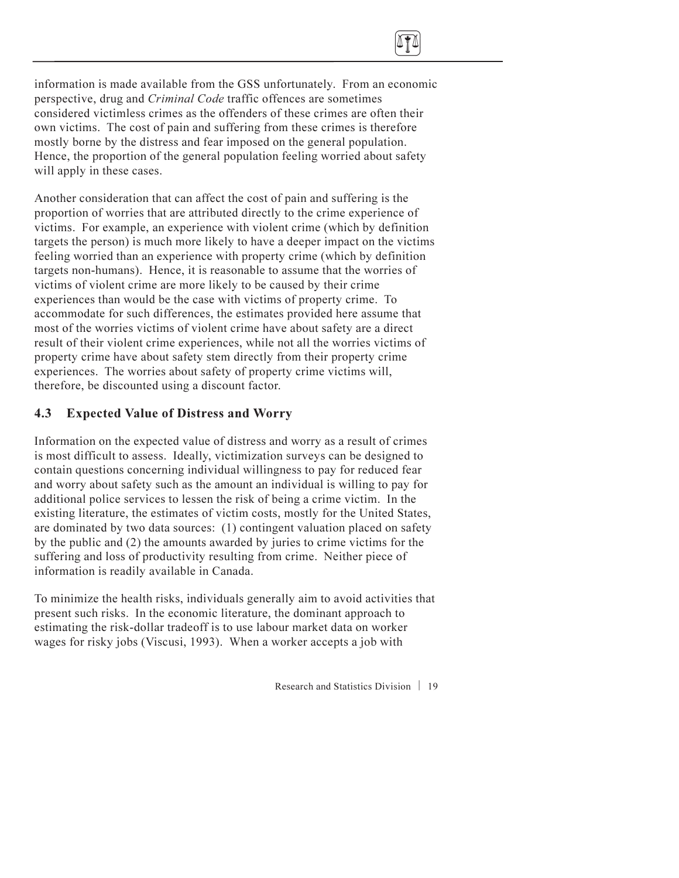information is made available from the GSS unfortunately. From an economic perspective, drug and *Criminal Code* traffic offences are sometimes considered victimless crimes as the offenders of these crimes are often their own victims. The cost of pain and suffering from these crimes is therefore mostly borne by the distress and fear imposed on the general population. Hence, the proportion of the general population feeling worried about safety will apply in these cases.

Another consideration that can affect the cost of pain and suffering is the proportion of worries that are attributed directly to the crime experience of victims. For example, an experience with violent crime (which by definition targets the person) is much more likely to have a deeper impact on the victims feeling worried than an experience with property crime (which by definition targets non-humans). Hence, it is reasonable to assume that the worries of victims of violent crime are more likely to be caused by their crime experiences than would be the case with victims of property crime. To accommodate for such differences, the estimates provided here assume that most of the worries victims of violent crime have about safety are a direct result of their violent crime experiences, while not all the worries victims of property crime have about safety stem directly from their property crime experiences. The worries about safety of property crime victims will, therefore, be discounted using a discount factor.

### 4.3 Expected Value of Distress and Worry

Information on the expected value of distress and worry as a result of crimes is most difficult to assess. Ideally, victimization surveys can be designed to contain questions concerning individual willingness to pay for reduced fear and worry about safety such as the amount an individual is willing to pay for additional police services to lessen the risk of being a crime victim. In the existing literature, the estimates of victim costs, mostly for the United States, are dominated by two data sources: (1) contingent valuation placed on safety by the public and (2) the amounts awarded by juries to crime victims for the suffering and loss of productivity resulting from crime. Neither piece of information is readily available in Canada.

To minimize the health risks, individuals generally aim to avoid activities that present such risks. In the economic literature, the dominant approach to estimating the risk-dollar tradeoff is to use labour market data on worker wages for risky jobs (Viscusi, 1993). When a worker accepts a job with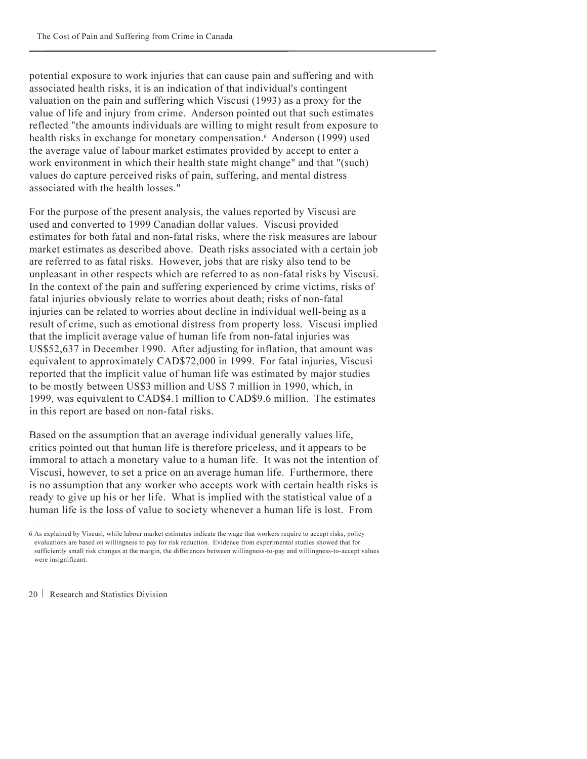potential exposure to work injuries that can cause pain and suffering and with associated health risks, it is an indication of that individual's contingent valuation on the pain and suffering which Viscusi (1993) as a proxy for the value of life and injury from crime. Anderson pointed out that such estimates reflected "the amounts individuals are willing to might result from exposure to health risks in exchange for monetary compensation.[6] Anderson (1999) used the average value of labour market estimates provided by accept to enter a work environment in which their health state might change" and that "(such) values do capture perceived risks of pain, suffering, and mental distress associated with the health losses."

For the purpose of the present analysis, the values reported by Viscusi are used and converted to 1999 Canadian dollar values. Viscusi provided estimates for both fatal and non-fatal risks, where the risk measures are labour market estimates as described above. Death risks associated with a certain job are referred to as fatal risks. However, jobs that are risky also tend to be unpleasant in other respects which are referred to as non-fatal risks by Viscusi. In the context of the pain and suffering experienced by crime victims, risks of fatal injuries obviously relate to worries about death; risks of non-fatal injuries can be related to worries about decline in individual well-being as a result of crime, such as emotional distress from property loss. Viscusi implied that the implicit average value of human life from non-fatal injuries was US$52,637 in December 1990. After adjusting for inflation, that amount was equivalent to approximately CAD$72,000 in 1999. For fatal injuries, Viscusi reported that the implicit value of human life was estimated by major studies to be mostly between US$3 million and US$ 7 million in 1990, which, in 1999, was equivalent to CAD$4.1 million to CAD$9.6 million. The estimates in this report are based on non-fatal risks.

Based on the assumption that an average individual generally values life, critics pointed out that human life is therefore priceless, and it appears to be immoral to attach a monetary value to a human life. It was not the intention of Viscusi, however, to set a price on an average human life. Furthermore, there is no assumption that any worker who accepts work with certain health risks is ready to give up his or her life. What is implied with the statistical value of a human life is the loss of value to society whenever a human life is lost. From

---

6 As explained by Viscusi, while labour market estimates indicate the wage that workers require to accept risks, policy evaluations are based on willingness to pay for risk reduction. Evidence from experimental studies showed that for sufficiently small risk changes at the margin, the differences between willingness-to-pay and willingness-to-accept values were insignificant.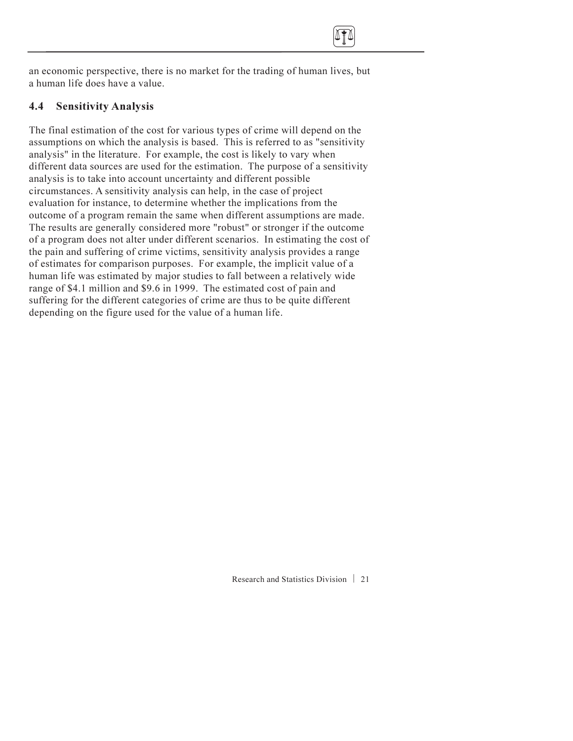an economic perspective, there is no market for the trading of human lives, but a human life does have a value.

### 4.4 Sensitivity Analysis

The final estimation of the cost for various types of crime will depend on the assumptions on which the analysis is based. This is referred to as "sensitivity analysis" in the literature. For example, the cost is likely to vary when different data sources are used for the estimation. The purpose of a sensitivity analysis is to take into account uncertainty and different possible circumstances. A sensitivity analysis can help, in the case of project evaluation for instance, to determine whether the implications from the outcome of a program remain the same when different assumptions are made. The results are generally considered more "robust" or stronger if the outcome of a program does not alter under different scenarios. In estimating the cost of the pain and suffering of crime victims, sensitivity analysis provides a range of estimates for comparison purposes. For example, the implicit value of a human life was estimated by major studies to fall between a relatively wide range of $4.1 million and $9.6 in 1999. The estimated cost of pain and suffering for the different categories of crime are thus to be quite different depending on the figure used for the value of a human life.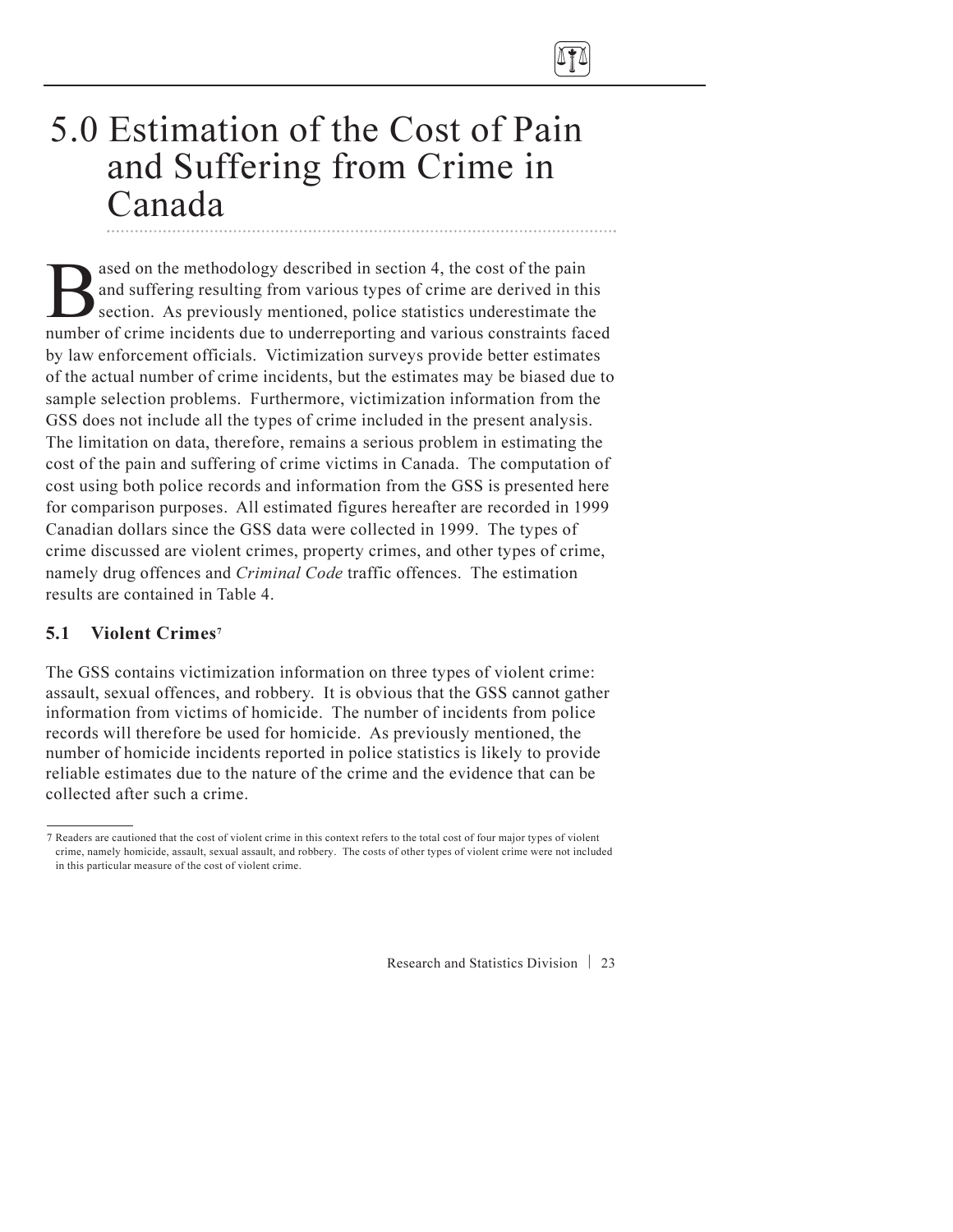# 5.0 Estimation of the Cost of Pain and Suffering from Crime in Canada

Based on the methodology described in section 4, the cost of the pain and suffering resulting from various types of crime are derived in this section. As previously mentioned, police statistics underestimate the number of crime incidents due to underreporting and various constraints faced by law enforcement officials. Victimization surveys provide better estimates of the actual number of crime incidents, but the estimates may be biased due to sample selection problems. Furthermore, victimization information from the GSS does not include all the types of crime included in the present analysis. The limitation on data, therefore, remains a serious problem in estimating the cost of the pain and suffering of crime victims in Canada. The computation of cost using both police records and information from the GSS is presented here for comparison purposes. All estimated figures hereafter are recorded in 1999 Canadian dollars since the GSS data were collected in 1999. The types of crime discussed are violent crimes, property crimes, and other types of crime, namely drug offences and *Criminal Code* traffic offences. The estimation results are contained in Table 4.

## 5.1 Violent Crimes[7]

The GSS contains victimization information on three types of violent crime: assault, sexual offences, and robbery. It is obvious that the GSS cannot gather information from victims of homicide. The number of incidents from police records will therefore be used for homicide. As previously mentioned, the number of homicide incidents reported in police statistics is likely to provide reliable estimates due to the nature of the crime and the evidence that can be collected after such a crime.

---

7 Readers are cautioned that the cost of violent crime in this context refers to the total cost of four major types of violent crime, namely homicide, assault, sexual assault, and robbery. The costs of other types of violent crime were not included in this particular measure of the cost of violent crime.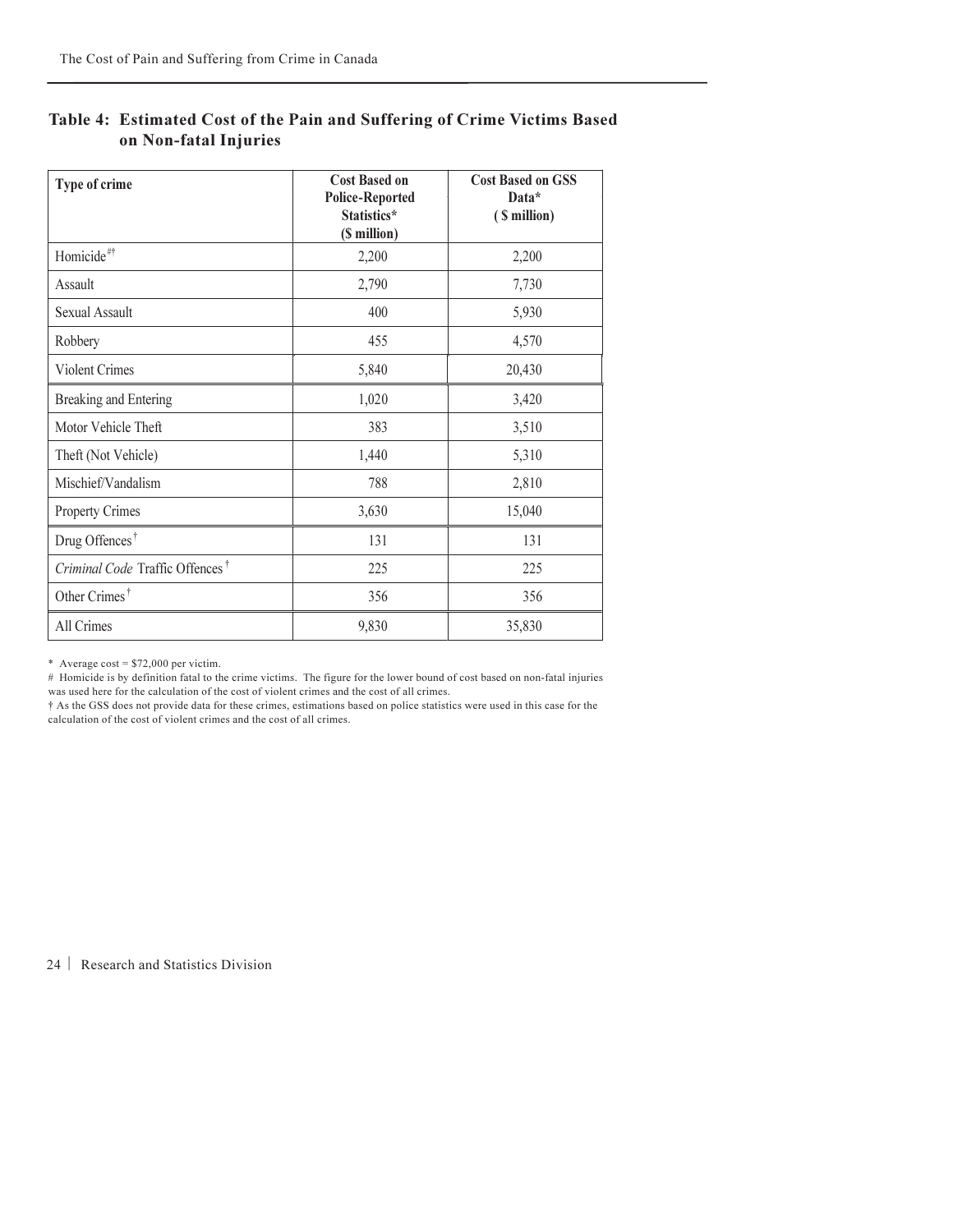## Table 4: Estimated Cost of the Pain and Suffering of Crime Victims Based on Non-fatal Injuries

| Type of crime | Cost Based on Police-Reported Statistics* ($ million) | Cost Based on GSS Data* ( $ million) |
|---|---|---|
| Homicide[#†] | 2,200 | 2,200 |
| Assault | 2,790 | 7,730 |
| Sexual Assault | 400 | 5,930 |
| Robbery | 455 | 4,570 |
| Violent Crimes | 5,840 | 20,430 |
| Breaking and Entering | 1,020 | 3,420 |
| Motor Vehicle Theft | 383 | 3,510 |
| Theft (Not Vehicle) | 1,440 | 5,310 |
| Mischief/Vandalism | 788 | 2,810 |
| Property Crimes | 3,630 | 15,040 |
| Drug Offences[†] | 131 | 131 |
| *Criminal Code* Traffic Offences[†] | 225 | 225 |
| Other Crimes[†] | 356 | 356 |
| All Crimes | 9,830 | 35,830 |

\* Average cost = $72,000 per victim.

\# Homicide is by definition fatal to the crime victims. The figure for the lower bound of cost based on non-fatal injuries was used here for the calculation of the cost of violent crimes and the cost of all crimes.

† As the GSS does not provide data for these crimes, estimations based on police statistics were used in this case for the calculation of the cost of violent crimes and the cost of all crimes.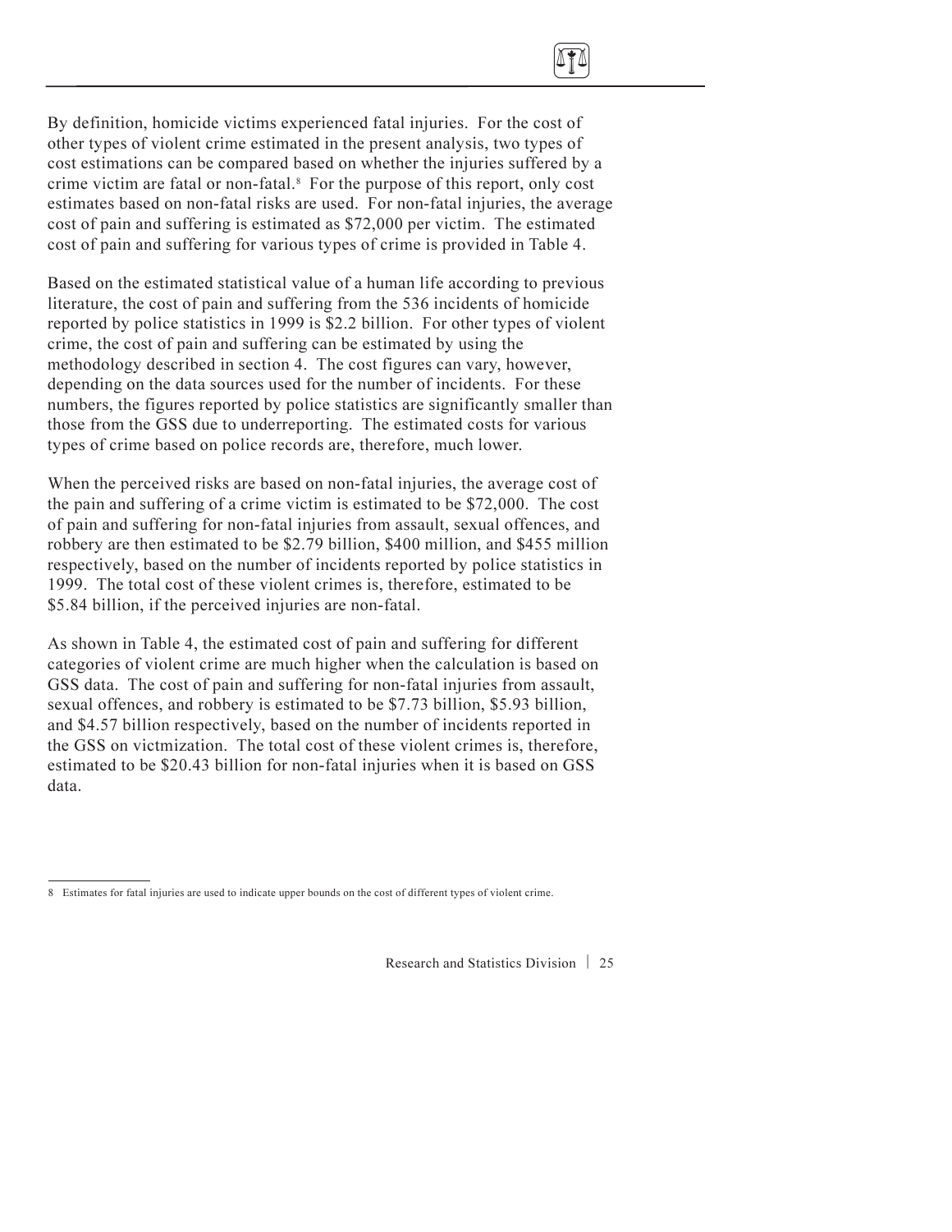By definition, homicide victims experienced fatal injuries. For the cost of other types of violent crime estimated in the present analysis, two types of cost estimations can be compared based on whether the injuries suffered by a crime victim are fatal or non-fatal.[8] For the purpose of this report, only cost estimates based on non-fatal risks are used. For non-fatal injuries, the average cost of pain and suffering is estimated as $72,000 per victim. The estimated cost of pain and suffering for various types of crime is provided in Table 4.

Based on the estimated statistical value of a human life according to previous literature, the cost of pain and suffering from the 536 incidents of homicide reported by police statistics in 1999 is $2.2 billion. For other types of violent crime, the cost of pain and suffering can be estimated by using the methodology described in section 4. The cost figures can vary, however, depending on the data sources used for the number of incidents. For these numbers, the figures reported by police statistics are significantly smaller than those from the GSS due to underreporting. The estimated costs for various types of crime based on police records are, therefore, much lower.

When the perceived risks are based on non-fatal injuries, the average cost of the pain and suffering of a crime victim is estimated to be $72,000. The cost of pain and suffering for non-fatal injuries from assault, sexual offences, and robbery are then estimated to be $2.79 billion, $400 million, and $455 million respectively, based on the number of incidents reported by police statistics in 1999. The total cost of these violent crimes is, therefore, estimated to be $5.84 billion, if the perceived injuries are non-fatal.

As shown in Table 4, the estimated cost of pain and suffering for different categories of violent crime are much higher when the calculation is based on GSS data. The cost of pain and suffering for non-fatal injuries from assault, sexual offences, and robbery is estimated to be $7.73 billion, $5.93 billion, and $4.57 billion respectively, based on the number of incidents reported in the GSS on victmization. The total cost of these violent crimes is, therefore, estimated to be $20.43 billion for non-fatal injuries when it is based on GSS data.

---

8 Estimates for fatal injuries are used to indicate upper bounds on the cost of different types of violent crime.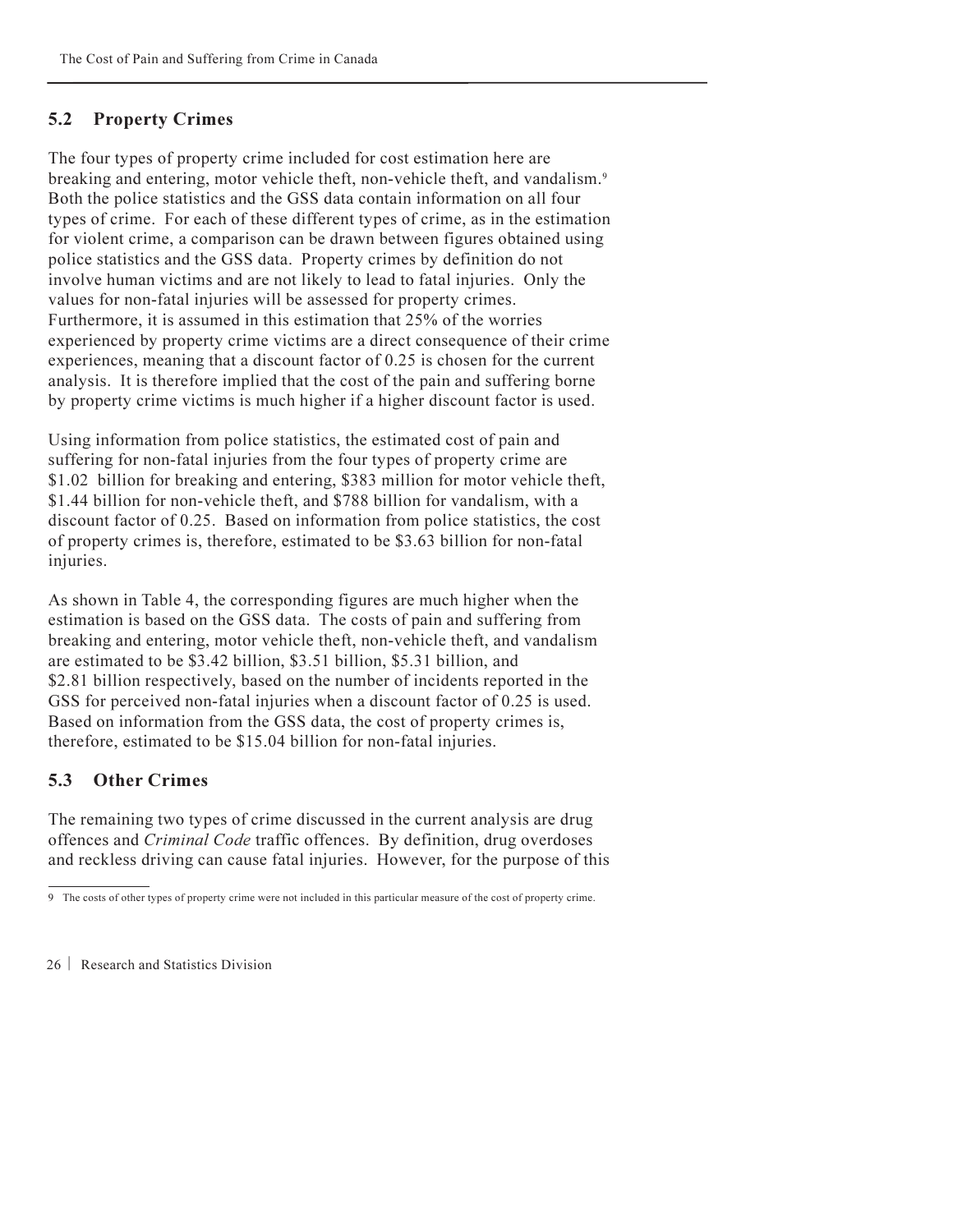## 5.2 Property Crimes

The four types of property crime included for cost estimation here are breaking and entering, motor vehicle theft, non-vehicle theft, and vandalism.[9] Both the police statistics and the GSS data contain information on all four types of crime. For each of these different types of crime, as in the estimation for violent crime, a comparison can be drawn between figures obtained using police statistics and the GSS data. Property crimes by definition do not involve human victims and are not likely to lead to fatal injuries. Only the values for non-fatal injuries will be assessed for property crimes. Furthermore, it is assumed in this estimation that 25% of the worries experienced by property crime victims are a direct consequence of their crime experiences, meaning that a discount factor of 0.25 is chosen for the current analysis. It is therefore implied that the cost of the pain and suffering borne by property crime victims is much higher if a higher discount factor is used.

Using information from police statistics, the estimated cost of pain and suffering for non-fatal injuries from the four types of property crime are $1.02 billion for breaking and entering, $383 million for motor vehicle theft, $1.44 billion for non-vehicle theft, and $788 billion for vandalism, with a discount factor of 0.25. Based on information from police statistics, the cost of property crimes is, therefore, estimated to be $3.63 billion for non-fatal injuries.

As shown in Table 4, the corresponding figures are much higher when the estimation is based on the GSS data. The costs of pain and suffering from breaking and entering, motor vehicle theft, non-vehicle theft, and vandalism are estimated to be $3.42 billion, $3.51 billion, $5.31 billion, and $2.81 billion respectively, based on the number of incidents reported in the GSS for perceived non-fatal injuries when a discount factor of 0.25 is used. Based on information from the GSS data, the cost of property crimes is, therefore, estimated to be $15.04 billion for non-fatal injuries.

## 5.3 Other Crimes

The remaining two types of crime discussed in the current analysis are drug offences and *Criminal Code* traffic offences. By definition, drug overdoses and reckless driving can cause fatal injuries. However, for the purpose of this

---

9 The costs of other types of property crime were not included in this particular measure of the cost of property crime.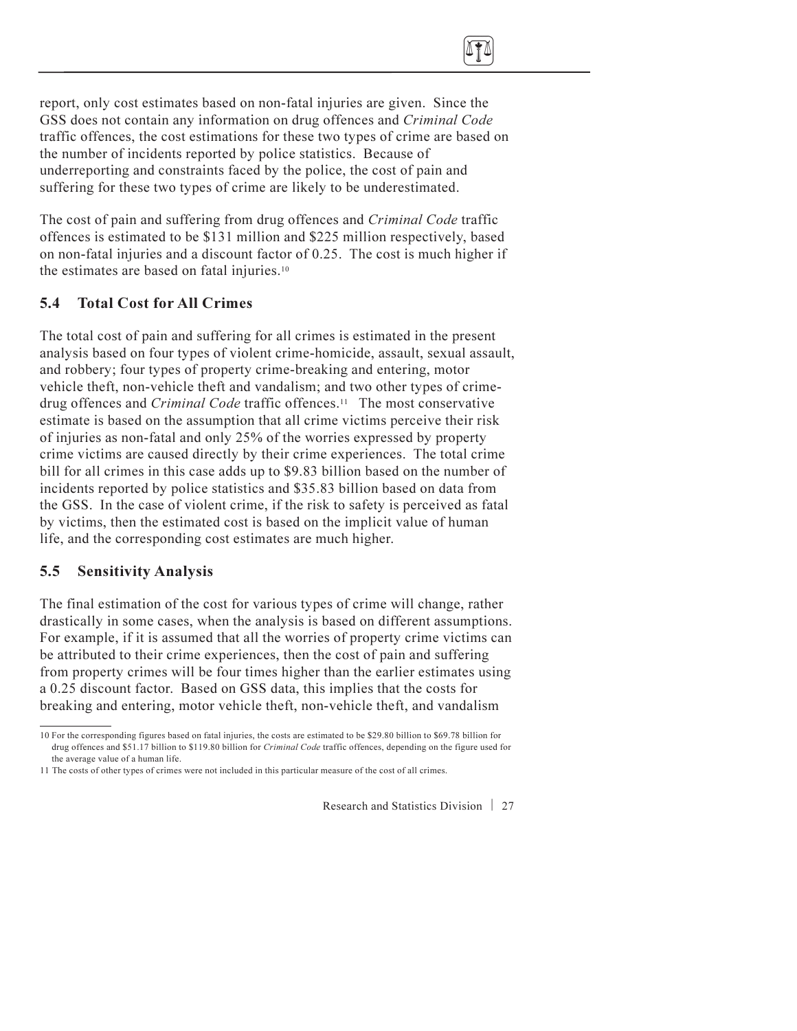report, only cost estimates based on non-fatal injuries are given. Since the GSS does not contain any information on drug offences and *Criminal Code* traffic offences, the cost estimations for these two types of crime are based on the number of incidents reported by police statistics. Because of underreporting and constraints faced by the police, the cost of pain and suffering for these two types of crime are likely to be underestimated.

The cost of pain and suffering from drug offences and *Criminal Code* traffic offences is estimated to be $131 million and $225 million respectively, based on non-fatal injuries and a discount factor of 0.25. The cost is much higher if the estimates are based on fatal injuries.[10]

## 5.4 Total Cost for All Crimes

The total cost of pain and suffering for all crimes is estimated in the present analysis based on four types of violent crime-homicide, assault, sexual assault, and robbery; four types of property crime-breaking and entering, motor vehicle theft, non-vehicle theft and vandalism; and two other types of crime-drug offences and *Criminal Code* traffic offences.[11] The most conservative estimate is based on the assumption that all crime victims perceive their risk of injuries as non-fatal and only 25% of the worries expressed by property crime victims are caused directly by their crime experiences. The total crime bill for all crimes in this case adds up to $9.83 billion based on the number of incidents reported by police statistics and $35.83 billion based on data from the GSS. In the case of violent crime, if the risk to safety is perceived as fatal by victims, then the estimated cost is based on the implicit value of human life, and the corresponding cost estimates are much higher.

## 5.5 Sensitivity Analysis

The final estimation of the cost for various types of crime will change, rather drastically in some cases, when the analysis is based on different assumptions. For example, if it is assumed that all the worries of property crime victims can be attributed to their crime experiences, then the cost of pain and suffering from property crimes will be four times higher than the earlier estimates using a 0.25 discount factor. Based on GSS data, this implies that the costs for breaking and entering, motor vehicle theft, non-vehicle theft, and vandalism

---

10 For the corresponding figures based on fatal injuries, the costs are estimated to be $29.80 billion to $69.78 billion for drug offences and $51.17 billion to $119.80 billion for *Criminal Code* traffic offences, depending on the figure used for the average value of a human life.

11 The costs of other types of crimes were not included in this particular measure of the cost of all crimes.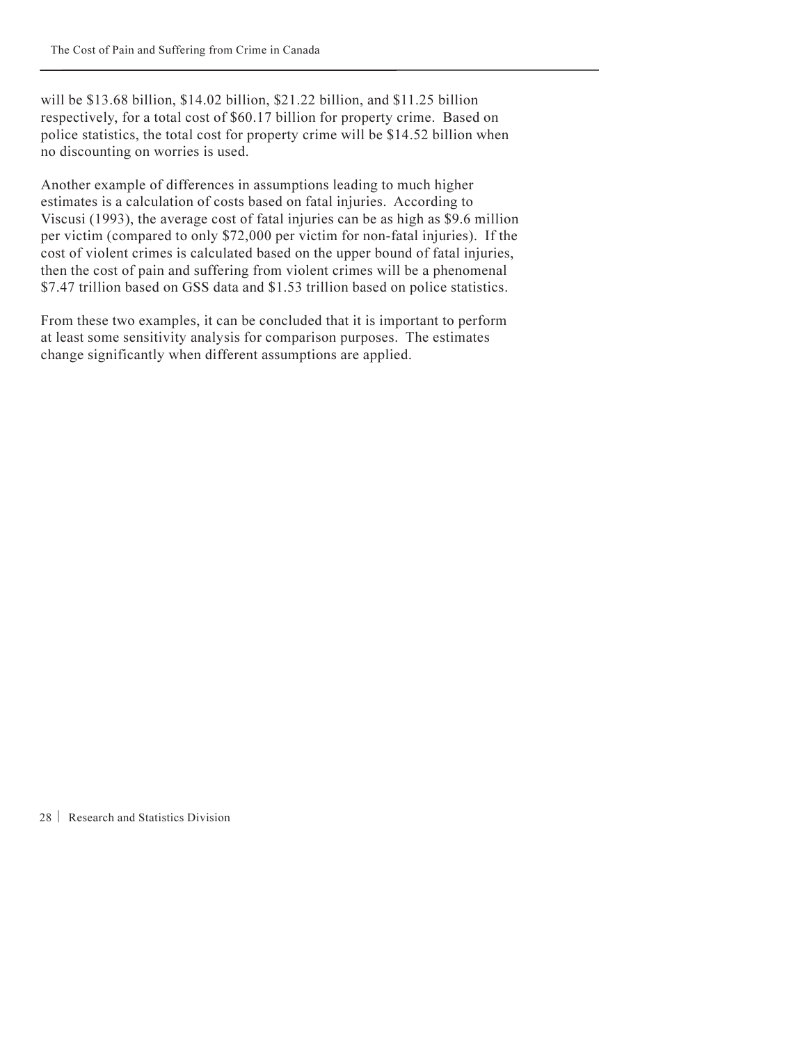will be $13.68 billion, $14.02 billion, $21.22 billion, and $11.25 billion respectively, for a total cost of $60.17 billion for property crime. Based on police statistics, the total cost for property crime will be $14.52 billion when no discounting on worries is used.

Another example of differences in assumptions leading to much higher estimates is a calculation of costs based on fatal injuries. According to Viscusi (1993), the average cost of fatal injuries can be as high as $9.6 million per victim (compared to only $72,000 per victim for non-fatal injuries). If the cost of violent crimes is calculated based on the upper bound of fatal injuries, then the cost of pain and suffering from violent crimes will be a phenomenal $7.47 trillion based on GSS data and $1.53 trillion based on police statistics.

From these two examples, it can be concluded that it is important to perform at least some sensitivity analysis for comparison purposes. The estimates change significantly when different assumptions are applied.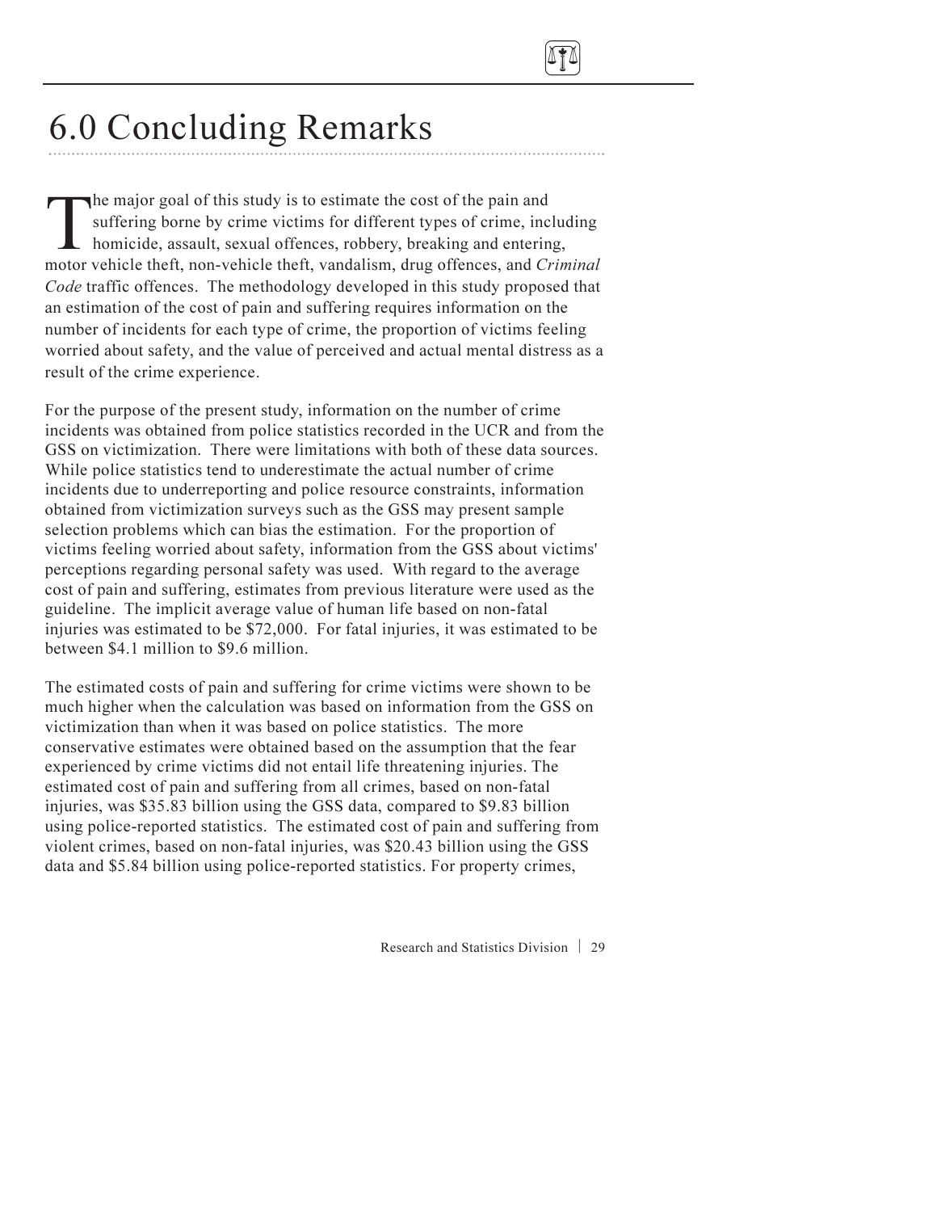# 6.0 Concluding Remarks

The major goal of this study is to estimate the cost of the pain and suffering borne by crime victims for different types of crime, including homicide, assault, sexual offences, robbery, breaking and entering, motor vehicle theft, non-vehicle theft, vandalism, drug offences, and *Criminal Code* traffic offences. The methodology developed in this study proposed that an estimation of the cost of pain and suffering requires information on the number of incidents for each type of crime, the proportion of victims feeling worried about safety, and the value of perceived and actual mental distress as a result of the crime experience.

For the purpose of the present study, information on the number of crime incidents was obtained from police statistics recorded in the UCR and from the GSS on victimization. There were limitations with both of these data sources. While police statistics tend to underestimate the actual number of crime incidents due to underreporting and police resource constraints, information obtained from victimization surveys such as the GSS may present sample selection problems which can bias the estimation. For the proportion of victims feeling worried about safety, information from the GSS about victims' perceptions regarding personal safety was used. With regard to the average cost of pain and suffering, estimates from previous literature were used as the guideline. The implicit average value of human life based on non-fatal injuries was estimated to be $72,000. For fatal injuries, it was estimated to be between $4.1 million to $9.6 million.

The estimated costs of pain and suffering for crime victims were shown to be much higher when the calculation was based on information from the GSS on victimization than when it was based on police statistics. The more conservative estimates were obtained based on the assumption that the fear experienced by crime victims did not entail life threatening injuries. The estimated cost of pain and suffering from all crimes, based on non-fatal injuries, was $35.83 billion using the GSS data, compared to $9.83 billion using police-reported statistics. The estimated cost of pain and suffering from violent crimes, based on non-fatal injuries, was $20.43 billion using the GSS data and $5.84 billion using police-reported statistics. For property crimes,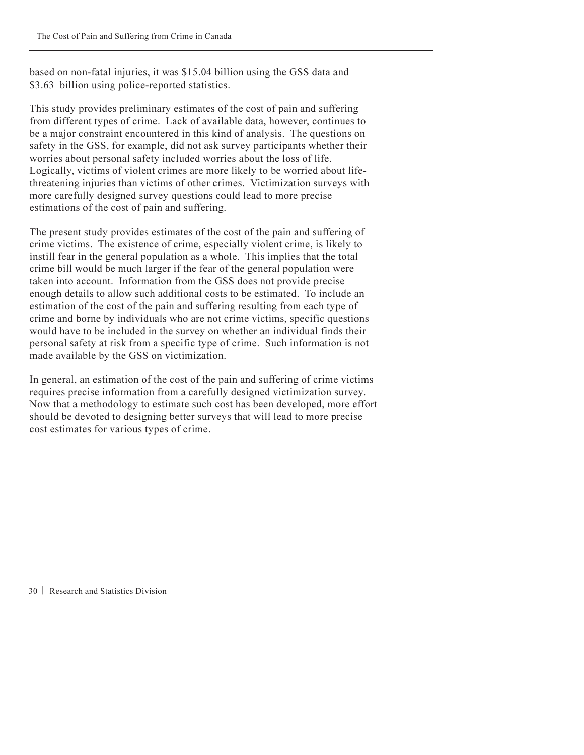based on non-fatal injuries, it was $15.04 billion using the GSS data and $3.63 billion using police-reported statistics.

This study provides preliminary estimates of the cost of pain and suffering from different types of crime. Lack of available data, however, continues to be a major constraint encountered in this kind of analysis. The questions on safety in the GSS, for example, did not ask survey participants whether their worries about personal safety included worries about the loss of life. Logically, victims of violent crimes are more likely to be worried about life-threatening injuries than victims of other crimes. Victimization surveys with more carefully designed survey questions could lead to more precise estimations of the cost of pain and suffering.

The present study provides estimates of the cost of the pain and suffering of crime victims. The existence of crime, especially violent crime, is likely to instill fear in the general population as a whole. This implies that the total crime bill would be much larger if the fear of the general population were taken into account. Information from the GSS does not provide precise enough details to allow such additional costs to be estimated. To include an estimation of the cost of the pain and suffering resulting from each type of crime and borne by individuals who are not crime victims, specific questions would have to be included in the survey on whether an individual finds their personal safety at risk from a specific type of crime. Such information is not made available by the GSS on victimization.

In general, an estimation of the cost of the pain and suffering of crime victims requires precise information from a carefully designed victimization survey. Now that a methodology to estimate such cost has been developed, more effort should be devoted to designing better surveys that will lead to more precise cost estimates for various types of crime.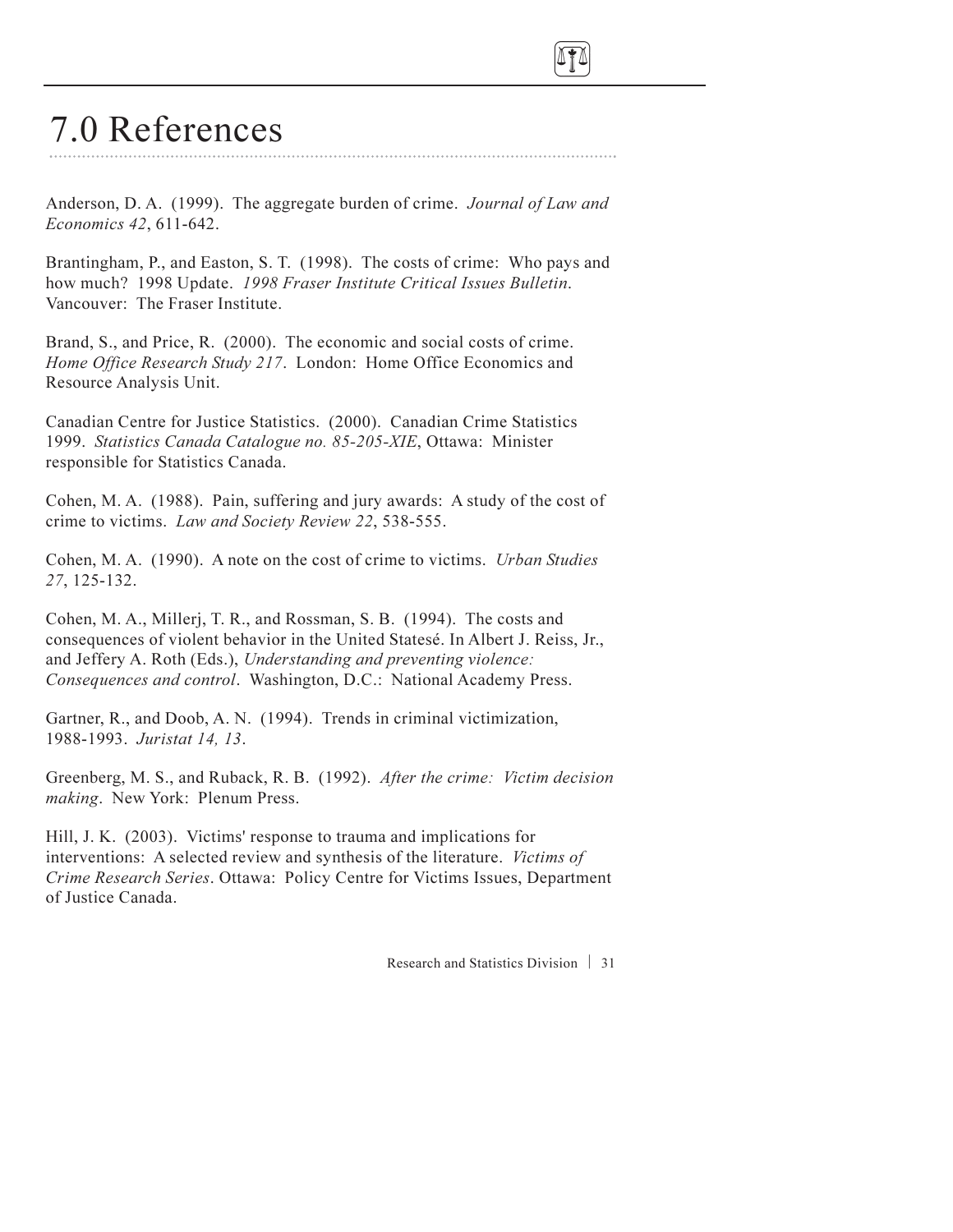# 7.0 References

Anderson, D. A. (1999). The aggregate burden of crime. *Journal of Law and Economics 42*, 611-642.

Brantingham, P., and Easton, S. T. (1998). The costs of crime: Who pays and how much? 1998 Update. *1998 Fraser Institute Critical Issues Bulletin*. Vancouver: The Fraser Institute.

Brand, S., and Price, R. (2000). The economic and social costs of crime. *Home Office Research Study 217*. London: Home Office Economics and Resource Analysis Unit.

Canadian Centre for Justice Statistics. (2000). Canadian Crime Statistics 1999. *Statistics Canada Catalogue no. 85-205-XIE*, Ottawa: Minister responsible for Statistics Canada.

Cohen, M. A. (1988). Pain, suffering and jury awards: A study of the cost of crime to victims. *Law and Society Review 22*, 538-555.

Cohen, M. A. (1990). A note on the cost of crime to victims. *Urban Studies 27*, 125-132.

Cohen, M. A., Millerj, T. R., and Rossman, S. B. (1994). The costs and consequences of violent behavior in the United Statesé. In Albert J. Reiss, Jr., and Jeffery A. Roth (Eds.), *Understanding and preventing violence: Consequences and control*. Washington, D.C.: National Academy Press.

Gartner, R., and Doob, A. N. (1994). Trends in criminal victimization, 1988-1993. *Juristat 14, 13*.

Greenberg, M. S., and Ruback, R. B. (1992). *After the crime: Victim decision making*. New York: Plenum Press.

Hill, J. K. (2003). Victims' response to trauma and implications for interventions: A selected review and synthesis of the literature. *Victims of Crime Research Series*. Ottawa: Policy Centre for Victims Issues, Department of Justice Canada.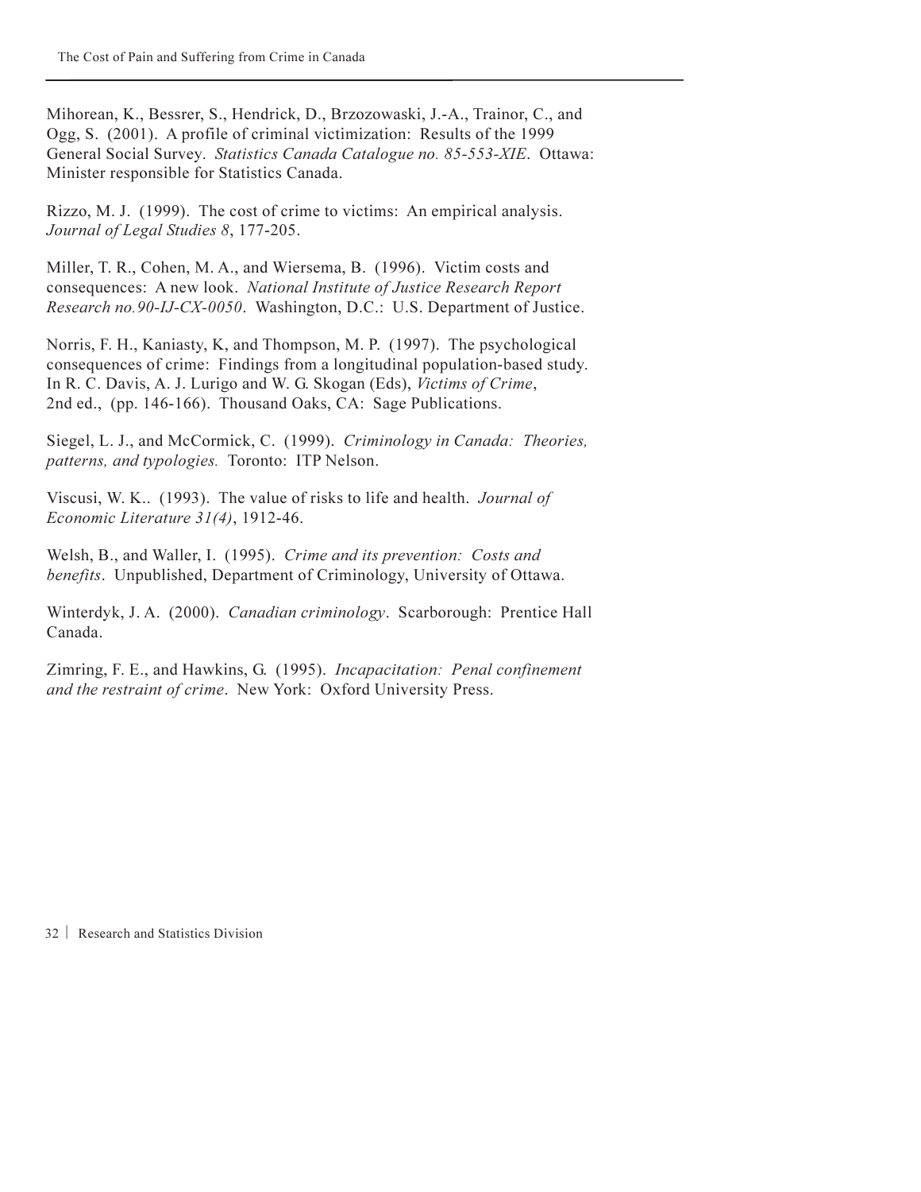Mihorean, K., Bessrer, S., Hendrick, D., Brzozowaski, J.-A., Trainor, C., and Ogg, S. (2001). A profile of criminal victimization: Results of the 1999 General Social Survey. *Statistics Canada Catalogue no. 85-553-XIE*. Ottawa: Minister responsible for Statistics Canada.

Rizzo, M. J. (1999). The cost of crime to victims: An empirical analysis. *Journal of Legal Studies 8*, 177-205.

Miller, T. R., Cohen, M. A., and Wiersema, B. (1996). Victim costs and consequences: A new look. *National Institute of Justice Research Report Research no.90-IJ-CX-0050*. Washington, D.C.: U.S. Department of Justice.

Norris, F. H., Kaniasty, K, and Thompson, M. P. (1997). The psychological consequences of crime: Findings from a longitudinal population-based study. In R. C. Davis, A. J. Lurigo and W. G. Skogan (Eds), *Victims of Crime*, 2nd ed., (pp. 146-166). Thousand Oaks, CA: Sage Publications.

Siegel, L. J., and McCormick, C. (1999). *Criminology in Canada: Theories, patterns, and typologies.* Toronto: ITP Nelson.

Viscusi, W. K.. (1993). The value of risks to life and health. *Journal of Economic Literature 31(4)*, 1912-46.

Welsh, B., and Waller, I. (1995). *Crime and its prevention: Costs and benefits*. Unpublished, Department of Criminology, University of Ottawa.

Winterdyk, J. A. (2000). *Canadian criminology*. Scarborough: Prentice Hall Canada.

Zimring, F. E., and Hawkins, G. (1995). *Incapacitation: Penal confinement and the restraint of crime*. New York: Oxford University Press.